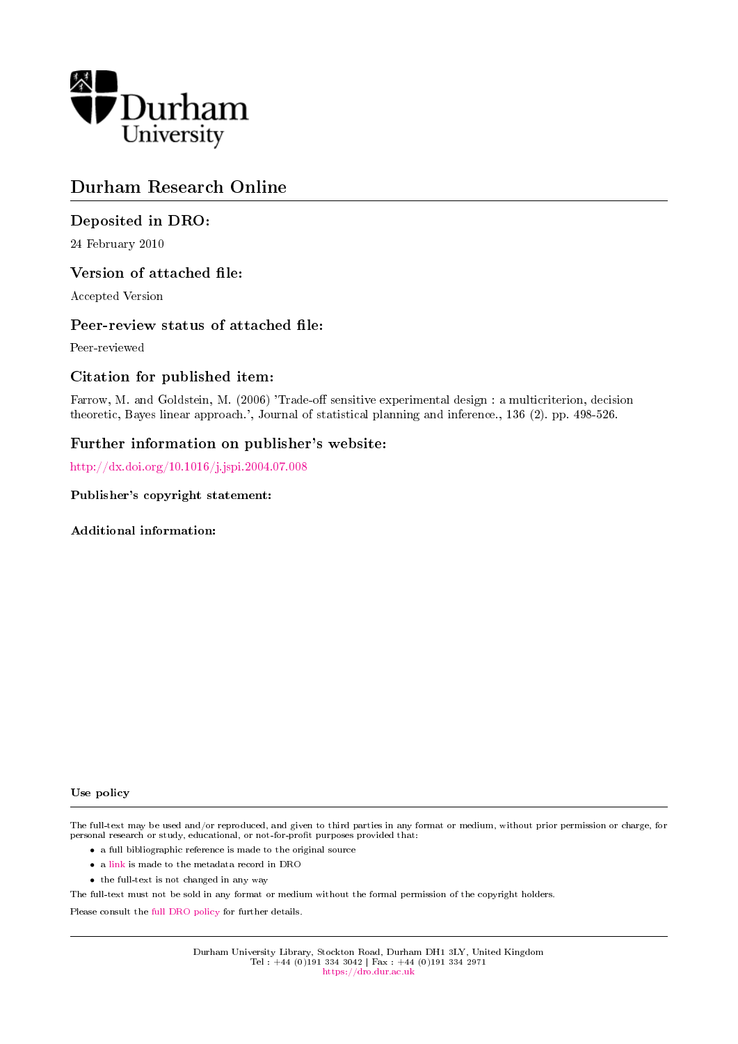Durham University

# Durham Research Online

## Deposited in DRO:

24 February 2010

## Version of attached file:

Accepted Version

## Peer-review status of attached file:

Peer-reviewed

## Citation for published item:

Farrow, M. and Goldstein, M. (2006) 'Trade-off sensitive experimental design : a multicriterion, decision theoretic, Bayes linear approach.', Journal of statistical planning and inference., 136 (2). pp. 498-526.

## Further information on publisher's website:

http://dx.doi.org/10.1016/j.jspi.2004.07.008

### Publisher's copyright statement:

### Additional information:

### Use policy

The full-text may be used and/or reproduced, and given to third parties in any format or medium, without prior permission or charge, for personal research or study, educational, or not-for-profit purposes provided that:

- a full bibliographic reference is made to the original source
- a link is made to the metadata record in DRO
- the full-text is not changed in any way

The full-text must not be sold in any format or medium without the formal permission of the copyright holders.

Please consult the full DRO policy for further details.

Durham University Library, Stockton Road, Durham DH1 3LY, United Kingdom
Tel : +44 (0)191 334 3042 | Fax : +44 (0)191 334 2971
https://dro.dur.ac.uk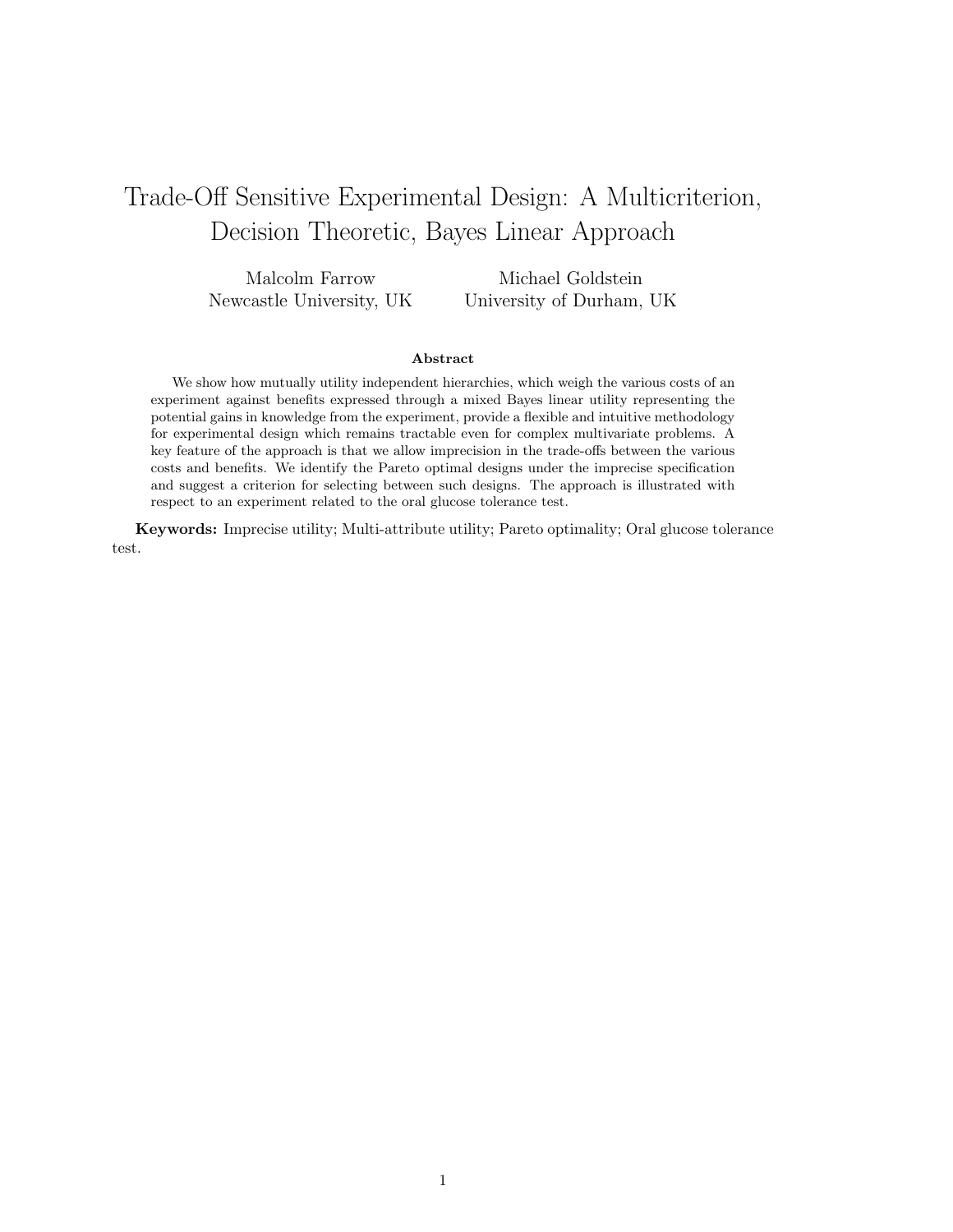# Trade-Off Sensitive Experimental Design: A Multicriterion, Decision Theoretic, Bayes Linear Approach

Malcolm Farrow
Newcastle University, UK

Michael Goldstein
University of Durham, UK

**Abstract**

We show how mutually utility independent hierarchies, which weigh the various costs of an experiment against benefits expressed through a mixed Bayes linear utility representing the potential gains in knowledge from the experiment, provide a flexible and intuitive methodology for experimental design which remains tractable even for complex multivariate problems. A key feature of the approach is that we allow imprecision in the trade-offs between the various costs and benefits. We identify the Pareto optimal designs under the imprecise specification and suggest a criterion for selecting between such designs. The approach is illustrated with respect to an experiment related to the oral glucose tolerance test.

**Keywords:** Imprecise utility; Multi-attribute utility; Pareto optimality; Oral glucose tolerance test.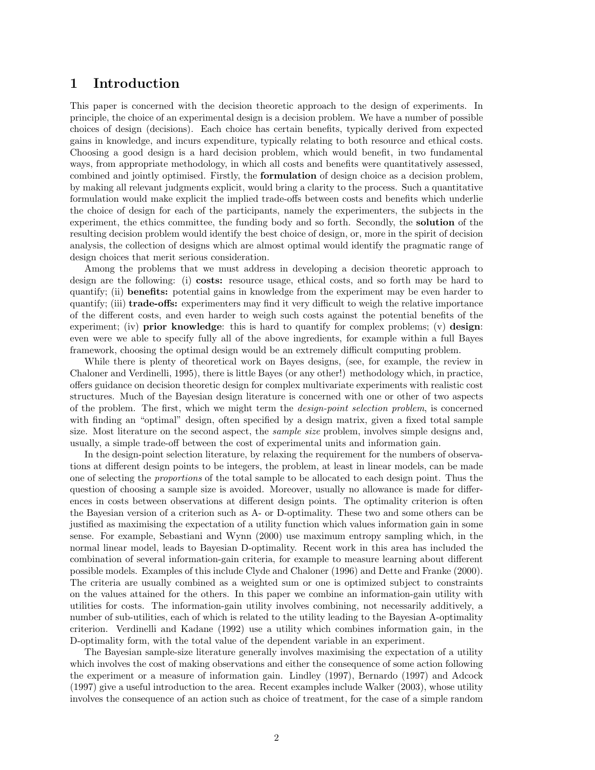# 1 Introduction

This paper is concerned with the decision theoretic approach to the design of experiments. In principle, the choice of an experimental design is a decision problem. We have a number of possible choices of design (decisions). Each choice has certain benefits, typically derived from expected gains in knowledge, and incurs expenditure, typically relating to both resource and ethical costs. Choosing a good design is a hard decision problem, which would benefit, in two fundamental ways, from appropriate methodology, in which all costs and benefits were quantitatively assessed, combined and jointly optimised. Firstly, the **formulation** of design choice as a decision problem, by making all relevant judgments explicit, would bring a clarity to the process. Such a quantitative formulation would make explicit the implied trade-offs between costs and benefits which underlie the choice of design for each of the participants, namely the experimenters, the subjects in the experiment, the ethics committee, the funding body and so forth. Secondly, the **solution** of the resulting decision problem would identify the best choice of design, or, more in the spirit of decision analysis, the collection of designs which are almost optimal would identify the pragmatic range of design choices that merit serious consideration.

Among the problems that we must address in developing a decision theoretic approach to design are the following: (i) **costs:** resource usage, ethical costs, and so forth may be hard to quantify; (ii) **benefits:** potential gains in knowledge from the experiment may be even harder to quantify; (iii) **trade-offs:** experimenters may find it very difficult to weigh the relative importance of the different costs, and even harder to weigh such costs against the potential benefits of the experiment; (iv) **prior knowledge**: this is hard to quantify for complex problems; (v) **design**: even were we able to specify fully all of the above ingredients, for example within a full Bayes framework, choosing the optimal design would be an extremely difficult computing problem.

While there is plenty of theoretical work on Bayes designs, (see, for example, the review in Chaloner and Verdinelli, 1995), there is little Bayes (or any other!) methodology which, in practice, offers guidance on decision theoretic design for complex multivariate experiments with realistic cost structures. Much of the Bayesian design literature is concerned with one or other of two aspects of the problem. The first, which we might term the *design-point selection problem*, is concerned with finding an "optimal" design, often specified by a design matrix, given a fixed total sample size. Most literature on the second aspect, the *sample size* problem, involves simple designs and, usually, a simple trade-off between the cost of experimental units and information gain.

In the design-point selection literature, by relaxing the requirement for the numbers of observations at different design points to be integers, the problem, at least in linear models, can be made one of selecting the *proportions* of the total sample to be allocated to each design point. Thus the question of choosing a sample size is avoided. Moreover, usually no allowance is made for differences in costs between observations at different design points. The optimality criterion is often the Bayesian version of a criterion such as A- or D-optimality. These two and some others can be justified as maximising the expectation of a utility function which values information gain in some sense. For example, Sebastiani and Wynn (2000) use maximum entropy sampling which, in the normal linear model, leads to Bayesian D-optimality. Recent work in this area has included the combination of several information-gain criteria, for example to measure learning about different possible models. Examples of this include Clyde and Chaloner (1996) and Dette and Franke (2000). The criteria are usually combined as a weighted sum or one is optimized subject to constraints on the values attained for the others. In this paper we combine an information-gain utility with utilities for costs. The information-gain utility involves combining, not necessarily additively, a number of sub-utilities, each of which is related to the utility leading to the Bayesian A-optimality criterion. Verdinelli and Kadane (1992) use a utility which combines information gain, in the D-optimality form, with the total value of the dependent variable in an experiment.

The Bayesian sample-size literature generally involves maximising the expectation of a utility which involves the cost of making observations and either the consequence of some action following the experiment or a measure of information gain. Lindley (1997), Bernardo (1997) and Adcock (1997) give a useful introduction to the area. Recent examples include Walker (2003), whose utility involves the consequence of an action such as choice of treatment, for the case of a simple random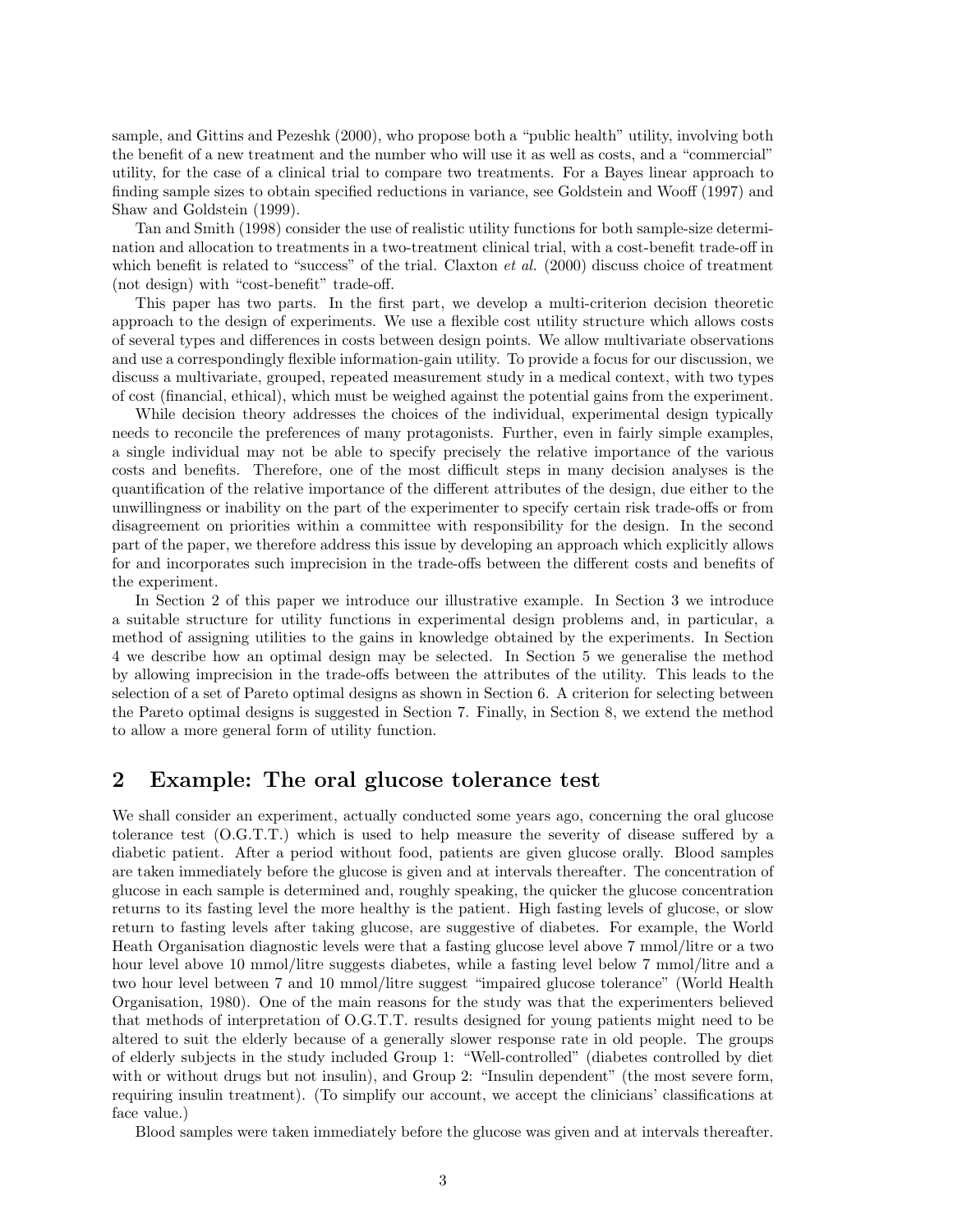sample, and Gittins and Pezeshk (2000), who propose both a "public health" utility, involving both the benefit of a new treatment and the number who will use it as well as costs, and a "commercial" utility, for the case of a clinical trial to compare two treatments. For a Bayes linear approach to finding sample sizes to obtain specified reductions in variance, see Goldstein and Wooff (1997) and Shaw and Goldstein (1999).

Tan and Smith (1998) consider the use of realistic utility functions for both sample-size determination and allocation to treatments in a two-treatment clinical trial, with a cost-benefit trade-off in which benefit is related to "success" of the trial. Claxton *et al.* (2000) discuss choice of treatment (not design) with "cost-benefit" trade-off.

This paper has two parts. In the first part, we develop a multi-criterion decision theoretic approach to the design of experiments. We use a flexible cost utility structure which allows costs of several types and differences in costs between design points. We allow multivariate observations and use a correspondingly flexible information-gain utility. To provide a focus for our discussion, we discuss a multivariate, grouped, repeated measurement study in a medical context, with two types of cost (financial, ethical), which must be weighed against the potential gains from the experiment.

While decision theory addresses the choices of the individual, experimental design typically needs to reconcile the preferences of many protagonists. Further, even in fairly simple examples, a single individual may not be able to specify precisely the relative importance of the various costs and benefits. Therefore, one of the most difficult steps in many decision analyses is the quantification of the relative importance of the different attributes of the design, due either to the unwillingness or inability on the part of the experimenter to specify certain risk trade-offs or from disagreement on priorities within a committee with responsibility for the design. In the second part of the paper, we therefore address this issue by developing an approach which explicitly allows for and incorporates such imprecision in the trade-offs between the different costs and benefits of the experiment.

In Section 2 of this paper we introduce our illustrative example. In Section 3 we introduce a suitable structure for utility functions in experimental design problems and, in particular, a method of assigning utilities to the gains in knowledge obtained by the experiments. In Section 4 we describe how an optimal design may be selected. In Section 5 we generalise the method by allowing imprecision in the trade-offs between the attributes of the utility. This leads to the selection of a set of Pareto optimal designs as shown in Section 6. A criterion for selecting between the Pareto optimal designs is suggested in Section 7. Finally, in Section 8, we extend the method to allow a more general form of utility function.

## 2 Example: The oral glucose tolerance test

We shall consider an experiment, actually conducted some years ago, concerning the oral glucose tolerance test (O.G.T.T.) which is used to help measure the severity of disease suffered by a diabetic patient. After a period without food, patients are given glucose orally. Blood samples are taken immediately before the glucose is given and at intervals thereafter. The concentration of glucose in each sample is determined and, roughly speaking, the quicker the glucose concentration returns to its fasting level the more healthy is the patient. High fasting levels of glucose, or slow return to fasting levels after taking glucose, are suggestive of diabetes. For example, the World Heath Organisation diagnostic levels were that a fasting glucose level above 7 mmol/litre or a two hour level above 10 mmol/litre suggests diabetes, while a fasting level below 7 mmol/litre and a two hour level between 7 and 10 mmol/litre suggest "impaired glucose tolerance" (World Health Organisation, 1980). One of the main reasons for the study was that the experimenters believed that methods of interpretation of O.G.T.T. results designed for young patients might need to be altered to suit the elderly because of a generally slower response rate in old people. The groups of elderly subjects in the study included Group 1: "Well-controlled" (diabetes controlled by diet with or without drugs but not insulin), and Group 2: "Insulin dependent" (the most severe form, requiring insulin treatment). (To simplify our account, we accept the clinicians' classifications at face value.)

Blood samples were taken immediately before the glucose was given and at intervals thereafter.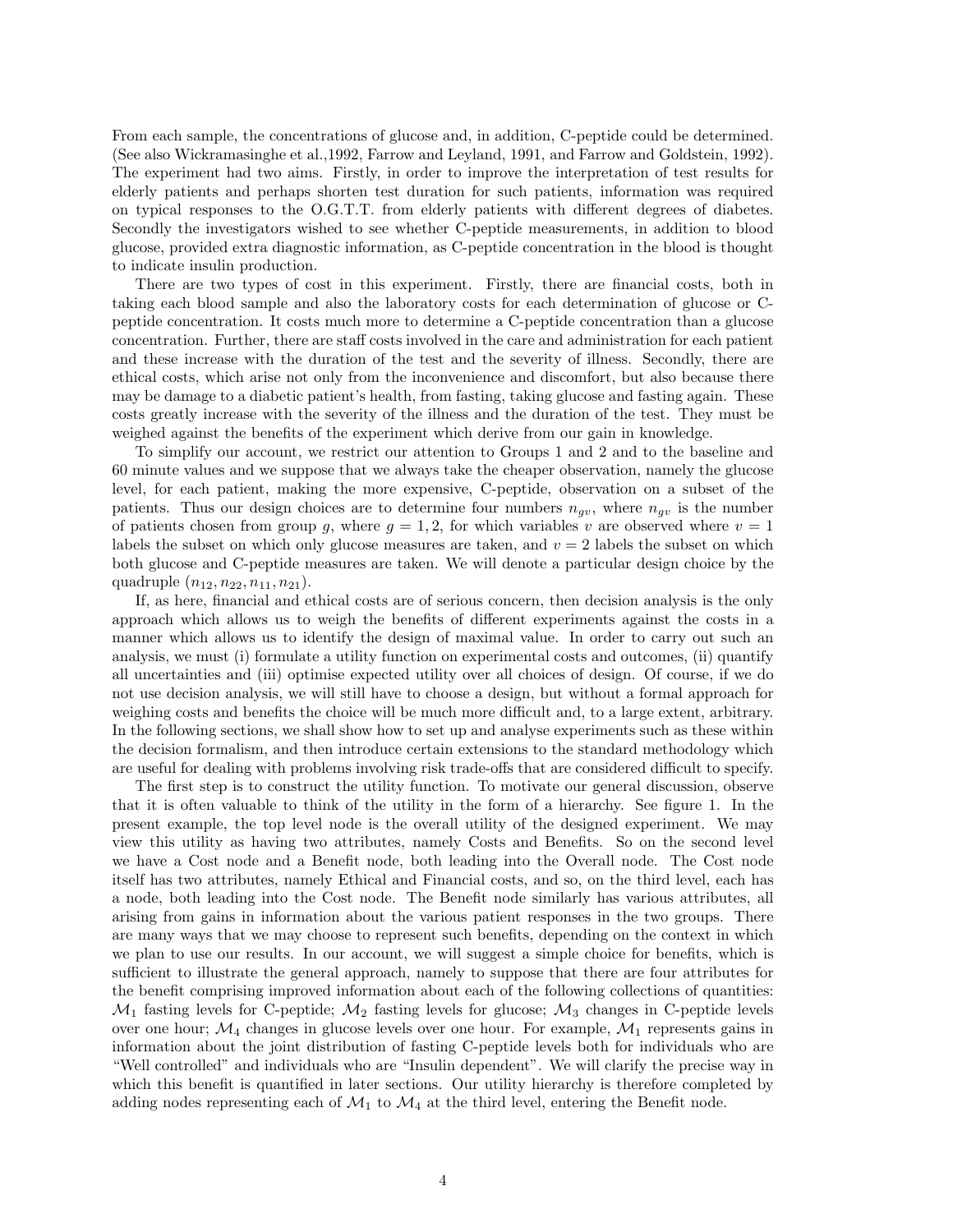From each sample, the concentrations of glucose and, in addition, C-peptide could be determined. (See also Wickramasinghe et al.,1992, Farrow and Leyland, 1991, and Farrow and Goldstein, 1992). The experiment had two aims. Firstly, in order to improve the interpretation of test results for elderly patients and perhaps shorten test duration for such patients, information was required on typical responses to the O.G.T.T. from elderly patients with different degrees of diabetes. Secondly the investigators wished to see whether C-peptide measurements, in addition to blood glucose, provided extra diagnostic information, as C-peptide concentration in the blood is thought to indicate insulin production.

There are two types of cost in this experiment. Firstly, there are financial costs, both in taking each blood sample and also the laboratory costs for each determination of glucose or C-peptide concentration. It costs much more to determine a C-peptide concentration than a glucose concentration. Further, there are staff costs involved in the care and administration for each patient and these increase with the duration of the test and the severity of illness. Secondly, there are ethical costs, which arise not only from the inconvenience and discomfort, but also because there may be damage to a diabetic patient's health, from fasting, taking glucose and fasting again. These costs greatly increase with the severity of the illness and the duration of the test. They must be weighed against the benefits of the experiment which derive from our gain in knowledge.

To simplify our account, we restrict our attention to Groups 1 and 2 and to the baseline and 60 minute values and we suppose that we always take the cheaper observation, namely the glucose level, for each patient, making the more expensive, C-peptide, observation on a subset of the patients. Thus our design choices are to determine four numbers $n_{gv}$, where $n_{gv}$ is the number of patients chosen from group $g$, where $g = 1, 2$, for which variables $v$ are observed where $v = 1$ labels the subset on which only glucose measures are taken, and $v = 2$ labels the subset on which both glucose and C-peptide measures are taken. We will denote a particular design choice by the quadruple $(n_{12}, n_{22}, n_{11}, n_{21})$.

If, as here, financial and ethical costs are of serious concern, then decision analysis is the only approach which allows us to weigh the benefits of different experiments against the costs in a manner which allows us to identify the design of maximal value. In order to carry out such an analysis, we must (i) formulate a utility function on experimental costs and outcomes, (ii) quantify all uncertainties and (iii) optimise expected utility over all choices of design. Of course, if we do not use decision analysis, we will still have to choose a design, but without a formal approach for weighing costs and benefits the choice will be much more difficult and, to a large extent, arbitrary. In the following sections, we shall show how to set up and analyse experiments such as these within the decision formalism, and then introduce certain extensions to the standard methodology which are useful for dealing with problems involving risk trade-offs that are considered difficult to specify.

The first step is to construct the utility function. To motivate our general discussion, observe that it is often valuable to think of the utility in the form of a hierarchy. See figure 1. In the present example, the top level node is the overall utility of the designed experiment. We may view this utility as having two attributes, namely Costs and Benefits. So on the second level we have a Cost node and a Benefit node, both leading into the Overall node. The Cost node itself has two attributes, namely Ethical and Financial costs, and so, on the third level, each has a node, both leading into the Cost node. The Benefit node similarly has various attributes, all arising from gains in information about the various patient responses in the two groups. There are many ways that we may choose to represent such benefits, depending on the context in which we plan to use our results. In our account, we will suggest a simple choice for benefits, which is sufficient to illustrate the general approach, namely to suppose that there are four attributes for the benefit comprising improved information about each of the following collections of quantities: $\mathcal{M}_1$ fasting levels for C-peptide; $\mathcal{M}_2$ fasting levels for glucose; $\mathcal{M}_3$ changes in C-peptide levels over one hour; $\mathcal{M}_4$ changes in glucose levels over one hour. For example, $\mathcal{M}_1$ represents gains in information about the joint distribution of fasting C-peptide levels both for individuals who are "Well controlled" and individuals who are "Insulin dependent". We will clarify the precise way in which this benefit is quantified in later sections. Our utility hierarchy is therefore completed by adding nodes representing each of $\mathcal{M}_1$ to $\mathcal{M}_4$ at the third level, entering the Benefit node.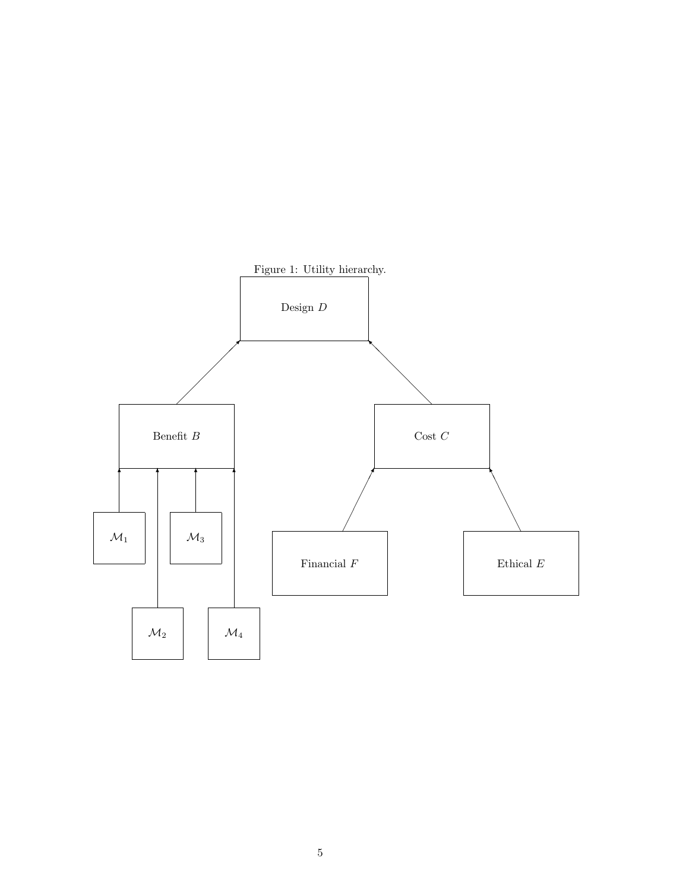Figure 1: Utility hierarchy.

Design $D$

Benefit $B$

Cost $C$

$\mathcal{M}_1$

$\mathcal{M}_3$

$\mathcal{M}_2$

$\mathcal{M}_4$

Financial $F$

Ethical $E$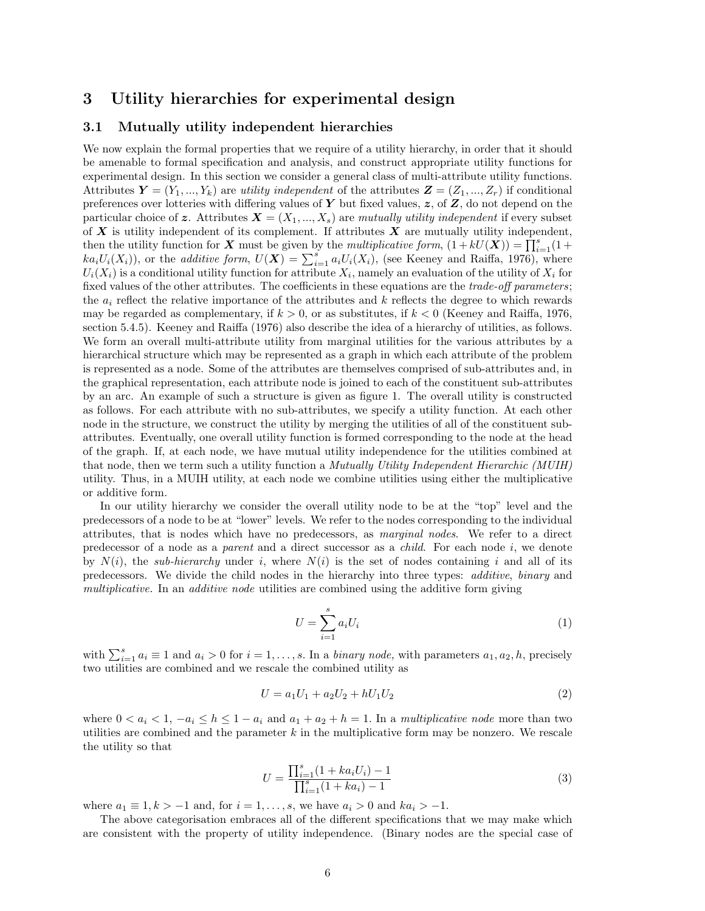## 3 Utility hierarchies for experimental design

### 3.1 Mutually utility independent hierarchies

We now explain the formal properties that we require of a utility hierarchy, in order that it should be amenable to formal specification and analysis, and construct appropriate utility functions for experimental design. In this section we consider a general class of multi-attribute utility functions. Attributes $\boldsymbol{Y} = (Y_1, ..., Y_k)$ are *utility independent* of the attributes $\boldsymbol{Z} = (Z_1, ..., Z_r)$ if conditional preferences over lotteries with differing values of $\boldsymbol{Y}$ but fixed values, $\boldsymbol{z}$, of $\boldsymbol{Z}$, do not depend on the particular choice of $\boldsymbol{z}$. Attributes $\boldsymbol{X} = (X_1, ..., X_s)$ are *mutually utility independent* if every subset of $\boldsymbol{X}$ is utility independent of its complement. If attributes $\boldsymbol{X}$ are mutually utility independent, then the utility function for $\boldsymbol{X}$ must be given by the *multiplicative form*, $(1 + kU(\boldsymbol{X})) = \prod_{i=1}^{s}(1 + ka_iU_i(X_i))$, or the *additive form*, $U(\boldsymbol{X}) = \sum_{i=1}^{s} a_iU_i(X_i)$, (see Keeney and Raiffa, 1976), where $U_i(X_i)$ is a conditional utility function for attribute $X_i$, namely an evaluation of the utility of $X_i$ for fixed values of the other attributes. The coefficients in these equations are the *trade-off parameters*; the $a_i$ reflect the relative importance of the attributes and $k$ reflects the degree to which rewards may be regarded as complementary, if $k > 0$, or as substitutes, if $k < 0$ (Keeney and Raiffa, 1976, section 5.4.5). Keeney and Raiffa (1976) also describe the idea of a hierarchy of utilities, as follows. We form an overall multi-attribute utility from marginal utilities for the various attributes by a hierarchical structure which may be represented as a graph in which each attribute of the problem is represented as a node. Some of the attributes are themselves comprised of sub-attributes and, in the graphical representation, each attribute node is joined to each of the constituent sub-attributes by an arc. An example of such a structure is given as figure 1. The overall utility is constructed as follows. For each attribute with no sub-attributes, we specify a utility function. At each other node in the structure, we construct the utility by merging the utilities of all of the constituent sub-attributes. Eventually, one overall utility function is formed corresponding to the node at the head of the graph. If, at each node, we have mutual utility independence for the utilities combined at that node, then we term such a utility function a *Mutually Utility Independent Hierarchic (MUIH)* utility. Thus, in a MUIH utility, at each node we combine utilities using either the multiplicative or additive form.

In our utility hierarchy we consider the overall utility node to be at the "top" level and the predecessors of a node to be at "lower" levels. We refer to the nodes corresponding to the individual attributes, that is nodes which have no predecessors, as *marginal nodes*. We refer to a direct predecessor of a node as a *parent* and a direct successor as a *child*. For each node $i$, we denote by $N(i)$, the *sub-hierarchy* under $i$, where $N(i)$ is the set of nodes containing $i$ and all of its predecessors. We divide the child nodes in the hierarchy into three types: *additive*, *binary* and *multiplicative*. In an *additive node* utilities are combined using the additive form giving

$$U = \sum_{i=1}^{s} a_iU_i \tag{1}$$

with $\sum_{i=1}^{s} a_i \equiv 1$ and $a_i > 0$ for $i = 1, \ldots, s$. In a *binary node,* with parameters $a_1, a_2, h$, precisely two utilities are combined and we rescale the combined utility as

$$U = a_1U_1 + a_2U_2 + hU_1U_2 \tag{2}$$

where $0 < a_i < 1$, $-a_i \leq h \leq 1 - a_i$ and $a_1 + a_2 + h = 1$. In a *multiplicative node* more than two utilities are combined and the parameter $k$ in the multiplicative form may be nonzero. We rescale the utility so that

$$U = \frac{\prod_{i=1}^{s}(1 + ka_iU_i) - 1}{\prod_{i=1}^{s}(1 + ka_i) - 1} \tag{3}$$

where $a_1 \equiv 1, k > -1$ and, for $i = 1, \ldots, s$, we have $a_i > 0$ and $ka_i > -1$.

The above categorisation embraces all of the different specifications that we may make which are consistent with the property of utility independence. (Binary nodes are the special case of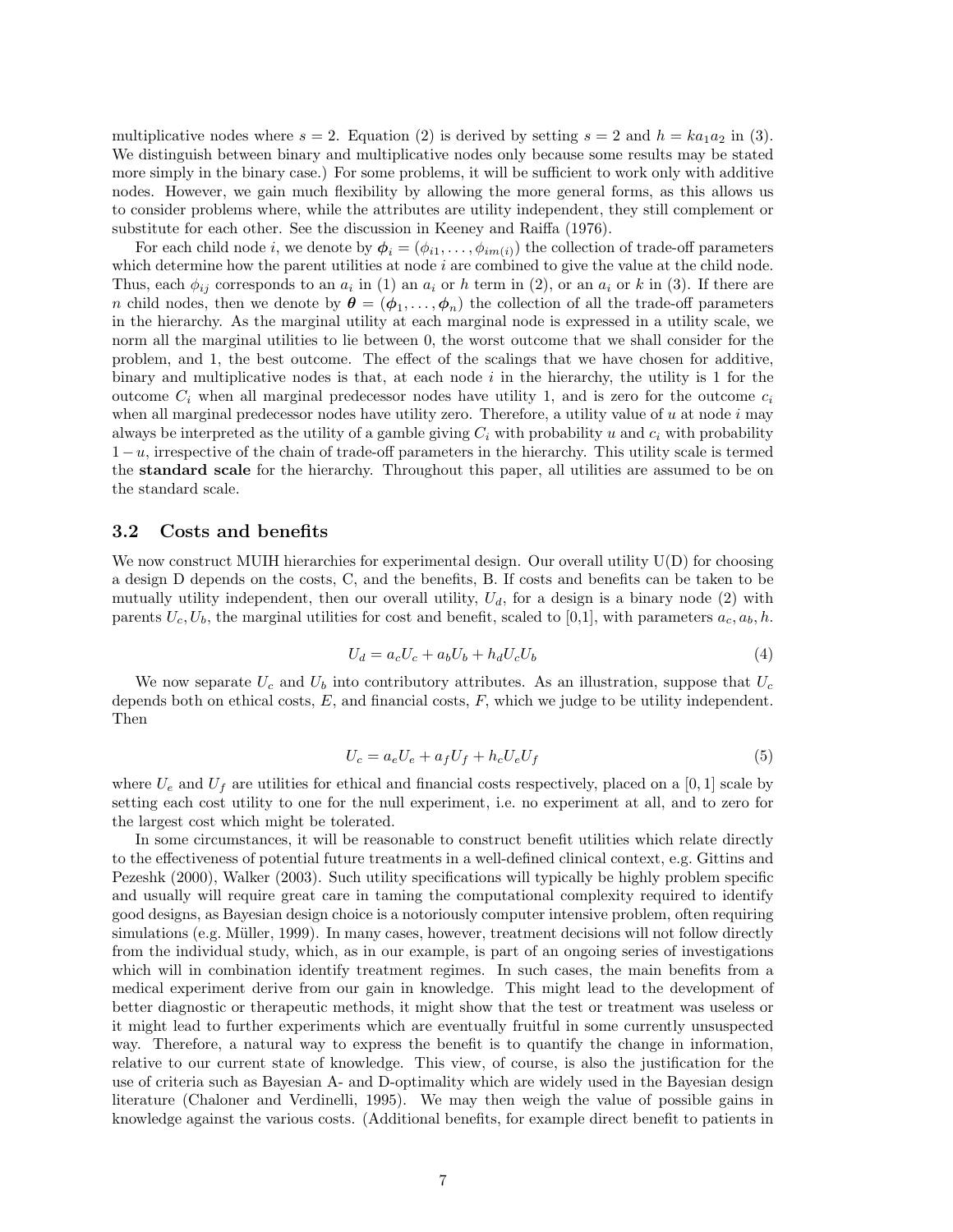multiplicative nodes where $s = 2$. Equation (2) is derived by setting $s = 2$ and $h = ka_1a_2$ in (3). We distinguish between binary and multiplicative nodes only because some results may be stated more simply in the binary case.) For some problems, it will be sufficient to work only with additive nodes. However, we gain much flexibility by allowing the more general forms, as this allows us to consider problems where, while the attributes are utility independent, they still complement or substitute for each other. See the discussion in Keeney and Raiffa (1976).

For each child node $i$, we denote by $\boldsymbol{\phi}_i = (\phi_{i1}, \ldots, \phi_{im(i)})$ the collection of trade-off parameters which determine how the parent utilities at node $i$ are combined to give the value at the child node. Thus, each $\phi_{ij}$ corresponds to an $a_i$ in (1) an $a_i$ or $h$ term in (2), or an $a_i$ or $k$ in (3). If there are $n$ child nodes, then we denote by $\boldsymbol{\theta} = (\boldsymbol{\phi}_1, \ldots, \boldsymbol{\phi}_n)$ the collection of all the trade-off parameters in the hierarchy. As the marginal utility at each marginal node is expressed in a utility scale, we norm all the marginal utilities to lie between 0, the worst outcome that we shall consider for the problem, and 1, the best outcome. The effect of the scalings that we have chosen for additive, binary and multiplicative nodes is that, at each node $i$ in the hierarchy, the utility is 1 for the outcome $C_i$ when all marginal predecessor nodes have utility 1, and is zero for the outcome $c_i$ when all marginal predecessor nodes have utility zero. Therefore, a utility value of $u$ at node $i$ may always be interpreted as the utility of a gamble giving $C_i$ with probability $u$ and $c_i$ with probability $1 - u$, irrespective of the chain of trade-off parameters in the hierarchy. This utility scale is termed the **standard scale** for the hierarchy. Throughout this paper, all utilities are assumed to be on the standard scale.

## 3.2 Costs and benefits

We now construct MUIH hierarchies for experimental design. Our overall utility U(D) for choosing a design D depends on the costs, C, and the benefits, B. If costs and benefits can be taken to be mutually utility independent, then our overall utility, $U_d$, for a design is a binary node (2) with parents $U_c, U_b$, the marginal utilities for cost and benefit, scaled to [0,1], with parameters $a_c, a_b, h$.

$$U_d = a_c U_c + a_b U_b + h_d U_c U_b \tag{4}$$

We now separate $U_c$ and $U_b$ into contributory attributes. As an illustration, suppose that $U_c$ depends both on ethical costs, $E$, and financial costs, $F$, which we judge to be utility independent. Then

$$U_c = a_e U_e + a_f U_f + h_c U_e U_f \tag{5}$$

where $U_e$ and $U_f$ are utilities for ethical and financial costs respectively, placed on a $[0, 1]$ scale by setting each cost utility to one for the null experiment, i.e. no experiment at all, and to zero for the largest cost which might be tolerated.

In some circumstances, it will be reasonable to construct benefit utilities which relate directly to the effectiveness of potential future treatments in a well-defined clinical context, e.g. Gittins and Pezeshk (2000), Walker (2003). Such utility specifications will typically be highly problem specific and usually will require great care in taming the computational complexity required to identify good designs, as Bayesian design choice is a notoriously computer intensive problem, often requiring simulations (e.g. Müller, 1999). In many cases, however, treatment decisions will not follow directly from the individual study, which, as in our example, is part of an ongoing series of investigations which will in combination identify treatment regimes. In such cases, the main benefits from a medical experiment derive from our gain in knowledge. This might lead to the development of better diagnostic or therapeutic methods, it might show that the test or treatment was useless or it might lead to further experiments which are eventually fruitful in some currently unsuspected way. Therefore, a natural way to express the benefit is to quantify the change in information, relative to our current state of knowledge. This view, of course, is also the justification for the use of criteria such as Bayesian A- and D-optimality which are widely used in the Bayesian design literature (Chaloner and Verdinelli, 1995). We may then weigh the value of possible gains in knowledge against the various costs. (Additional benefits, for example direct benefit to patients in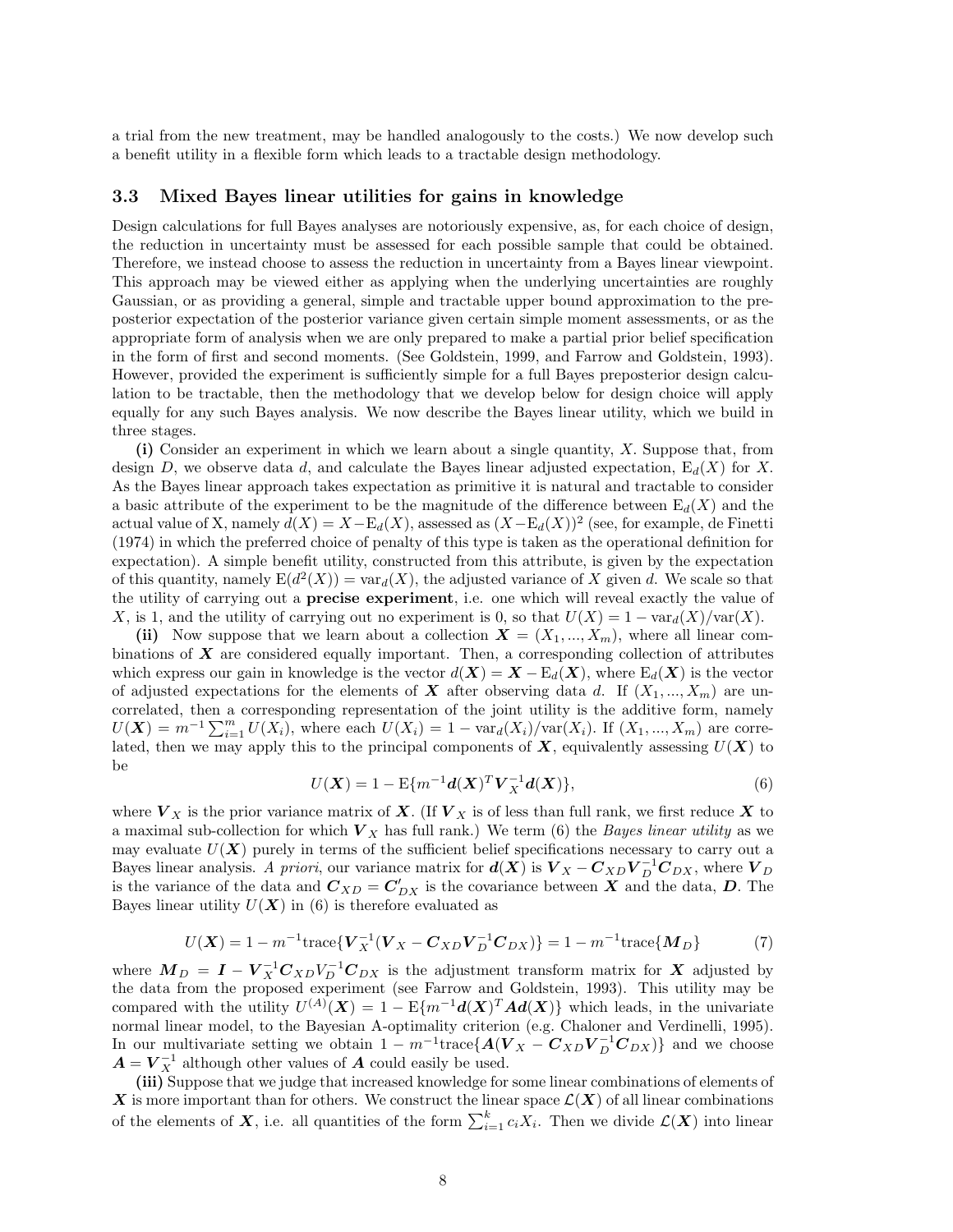a trial from the new treatment, may be handled analogously to the costs.) We now develop such a benefit utility in a flexible form which leads to a tractable design methodology.

### 3.3 Mixed Bayes linear utilities for gains in knowledge

Design calculations for full Bayes analyses are notoriously expensive, as, for each choice of design, the reduction in uncertainty must be assessed for each possible sample that could be obtained. Therefore, we instead choose to assess the reduction in uncertainty from a Bayes linear viewpoint. This approach may be viewed either as applying when the underlying uncertainties are roughly Gaussian, or as providing a general, simple and tractable upper bound approximation to the preposterior expectation of the posterior variance given certain simple moment assessments, or as the appropriate form of analysis when we are only prepared to make a partial prior belief specification in the form of first and second moments. (See Goldstein, 1999, and Farrow and Goldstein, 1993). However, provided the experiment is sufficiently simple for a full Bayes preposterior design calculation to be tractable, then the methodology that we develop below for design choice will apply equally for any such Bayes analysis. We now describe the Bayes linear utility, which we build in three stages.

**(i)** Consider an experiment in which we learn about a single quantity, $X$. Suppose that, from design $D$, we observe data $d$, and calculate the Bayes linear adjusted expectation, $\mathrm{E}_d(X)$ for $X$. As the Bayes linear approach takes expectation as primitive it is natural and tractable to consider a basic attribute of the experiment to be the magnitude of the difference between $\mathrm{E}_d(X)$ and the actual value of X, namely $d(X) = X - \mathrm{E}_d(X)$, assessed as $(X - \mathrm{E}_d(X))^2$ (see, for example, de Finetti (1974) in which the preferred choice of penalty of this type is taken as the operational definition for expectation). A simple benefit utility, constructed from this attribute, is given by the expectation of this quantity, namely $\mathrm{E}(d^2(X)) = \mathrm{var}_d(X)$, the adjusted variance of $X$ given $d$. We scale so that the utility of carrying out a **precise experiment**, i.e. one which will reveal exactly the value of $X$, is 1, and the utility of carrying out no experiment is 0, so that $U(X) = 1 - \mathrm{var}_d(X)/\mathrm{var}(X)$.

**(ii)** Now suppose that we learn about a collection $\boldsymbol{X} = (X_1, ..., X_m)$, where all linear combinations of $\boldsymbol{X}$ are considered equally important. Then, a corresponding collection of attributes which express our gain in knowledge is the vector $d(\boldsymbol{X}) = \boldsymbol{X} - \mathrm{E}_d(\boldsymbol{X})$, where $\mathrm{E}_d(\boldsymbol{X})$ is the vector of adjusted expectations for the elements of $\boldsymbol{X}$ after observing data $d$. If $(X_1, ..., X_m)$ are uncorrelated, then a corresponding representation of the joint utility is the additive form, namely $U(\boldsymbol{X}) = m^{-1} \sum_{i=1}^{m} U(X_i)$, where each $U(X_i) = 1 - \mathrm{var}_d(X_i)/\mathrm{var}(X_i)$. If $(X_1, ..., X_m)$ are correlated, then we may apply this to the principal components of $\boldsymbol{X}$, equivalently assessing $U(\boldsymbol{X})$ to be

$$U(\boldsymbol{X}) = 1 - \mathrm{E}\{m^{-1} \boldsymbol{d}(\boldsymbol{X})^T \boldsymbol{V}_X^{-1} \boldsymbol{d}(\boldsymbol{X})\}, \tag{6}$$

where $\boldsymbol{V}_X$ is the prior variance matrix of $\boldsymbol{X}$. (If $\boldsymbol{V}_X$ is of less than full rank, we first reduce $\boldsymbol{X}$ to a maximal sub-collection for which $\boldsymbol{V}_X$ has full rank.) We term (6) the *Bayes linear utility* as we may evaluate $U(\boldsymbol{X})$ purely in terms of the sufficient belief specifications necessary to carry out a Bayes linear analysis. *A priori*, our variance matrix for $\boldsymbol{d}(\boldsymbol{X})$ is $\boldsymbol{V}_X - \boldsymbol{C}_{XD} \boldsymbol{V}_D^{-1} \boldsymbol{C}_{DX}$, where $\boldsymbol{V}_D$ is the variance of the data and $\boldsymbol{C}_{XD} = \boldsymbol{C}'_{DX}$ is the covariance between $\boldsymbol{X}$ and the data, $\boldsymbol{D}$. The Bayes linear utility $U(\boldsymbol{X})$ in (6) is therefore evaluated as

$$U(\boldsymbol{X}) = 1 - m^{-1} \mathrm{trace}\{\boldsymbol{V}_X^{-1} (\boldsymbol{V}_X - \boldsymbol{C}_{XD} \boldsymbol{V}_D^{-1} \boldsymbol{C}_{DX})\} = 1 - m^{-1} \mathrm{trace}\{\boldsymbol{M}_D\} \tag{7}$$

where $\boldsymbol{M}_D = \boldsymbol{I} - \boldsymbol{V}_X^{-1} \boldsymbol{C}_{XD} V_D^{-1} \boldsymbol{C}_{DX}$ is the adjustment transform matrix for $\boldsymbol{X}$ adjusted by the data from the proposed experiment (see Farrow and Goldstein, 1993). This utility may be compared with the utility $U^{(A)}(\boldsymbol{X}) = 1 - \mathrm{E}\{m^{-1} \boldsymbol{d}(\boldsymbol{X})^T \boldsymbol{A} \boldsymbol{d}(\boldsymbol{X})\}$ which leads, in the univariate normal linear model, to the Bayesian A-optimality criterion (e.g. Chaloner and Verdinelli, 1995). In our multivariate setting we obtain $1 - m^{-1} \mathrm{trace}\{\boldsymbol{A}(\boldsymbol{V}_X - \boldsymbol{C}_{XD} \boldsymbol{V}_D^{-1} \boldsymbol{C}_{DX})\}$ and we choose $\boldsymbol{A} = \boldsymbol{V}_X^{-1}$ although other values of $\boldsymbol{A}$ could easily be used.

**(iii)** Suppose that we judge that increased knowledge for some linear combinations of elements of $\boldsymbol{X}$ is more important than for others. We construct the linear space $\mathcal{L}(\boldsymbol{X})$ of all linear combinations of the elements of $\boldsymbol{X}$, i.e. all quantities of the form $\sum_{i=1}^{k} c_i X_i$. Then we divide $\mathcal{L}(\boldsymbol{X})$ into linear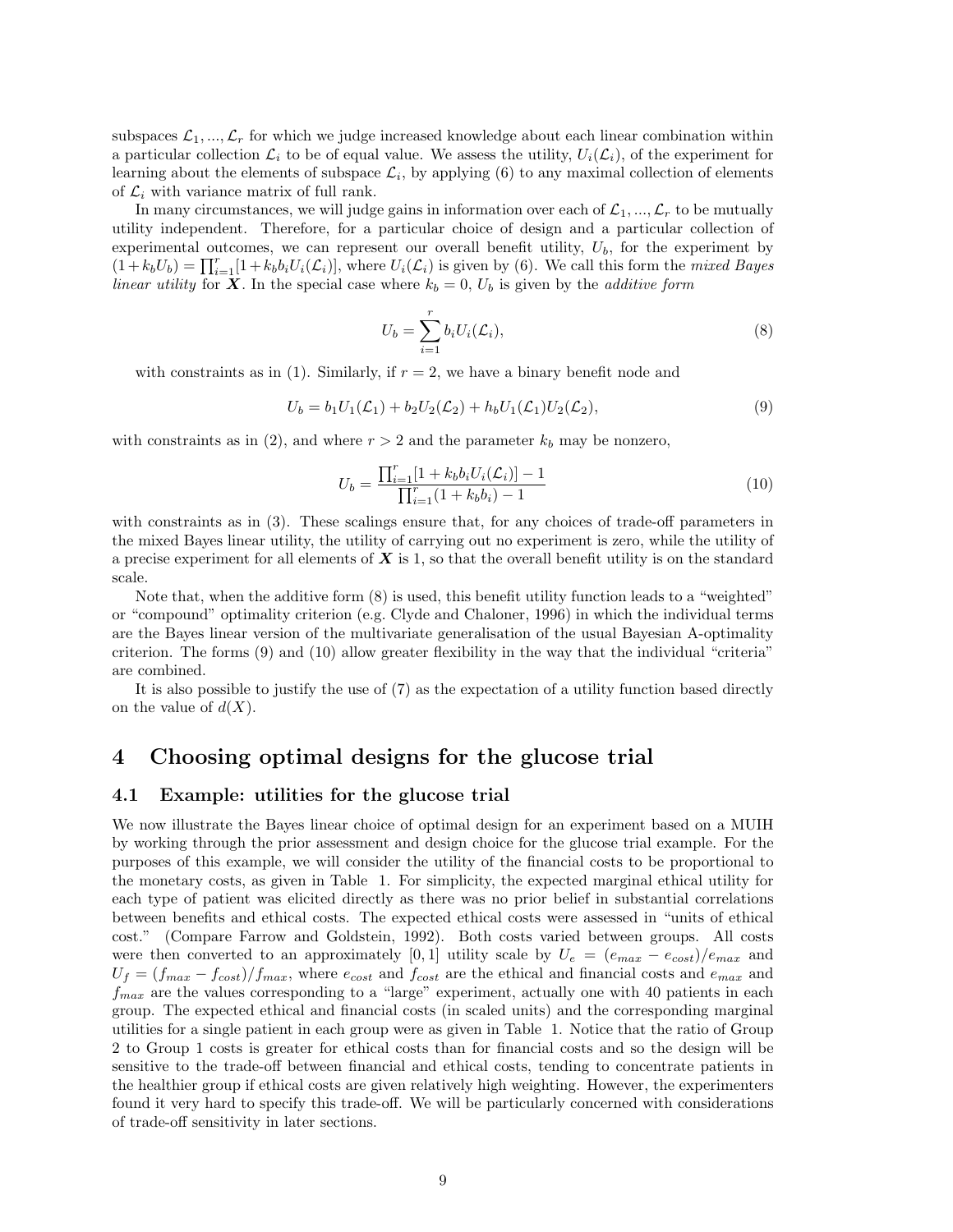subspaces $\mathcal{L}_1, ..., \mathcal{L}_r$ for which we judge increased knowledge about each linear combination within a particular collection $\mathcal{L}_i$ to be of equal value. We assess the utility, $U_i(\mathcal{L}_i)$, of the experiment for learning about the elements of subspace $\mathcal{L}_i$, by applying (6) to any maximal collection of elements of $\mathcal{L}_i$ with variance matrix of full rank.

In many circumstances, we will judge gains in information over each of $\mathcal{L}_1, ..., \mathcal{L}_r$ to be mutually utility independent. Therefore, for a particular choice of design and a particular collection of experimental outcomes, we can represent our overall benefit utility, $U_b$, for the experiment by $(1 + k_b U_b) = \prod_{i=1}^{r}[1 + k_b b_i U_i(\mathcal{L}_i)]$, where $U_i(\mathcal{L}_i)$ is given by (6). We call this form the *mixed Bayes linear utility* for $\boldsymbol{X}$. In the special case where $k_b = 0$, $U_b$ is given by the *additive form*

$$U_b = \sum_{i=1}^{r} b_i U_i(\mathcal{L}_i), \tag{8}$$

with constraints as in (1). Similarly, if $r = 2$, we have a binary benefit node and

$$U_b = b_1 U_1(\mathcal{L}_1) + b_2 U_2(\mathcal{L}_2) + h_b U_1(\mathcal{L}_1) U_2(\mathcal{L}_2), \tag{9}$$

with constraints as in (2), and where $r > 2$ and the parameter $k_b$ may be nonzero,

$$U_b = \frac{\prod_{i=1}^{r}[1 + k_b b_i U_i(\mathcal{L}_i)] - 1}{\prod_{i=1}^{r}(1 + k_b b_i) - 1} \tag{10}$$

with constraints as in (3). These scalings ensure that, for any choices of trade-off parameters in the mixed Bayes linear utility, the utility of carrying out no experiment is zero, while the utility of a precise experiment for all elements of $\boldsymbol{X}$ is 1, so that the overall benefit utility is on the standard scale.

Note that, when the additive form (8) is used, this benefit utility function leads to a "weighted" or "compound" optimality criterion (e.g. Clyde and Chaloner, 1996) in which the individual terms are the Bayes linear version of the multivariate generalisation of the usual Bayesian A-optimality criterion. The forms (9) and (10) allow greater flexibility in the way that the individual "criteria" are combined.

It is also possible to justify the use of (7) as the expectation of a utility function based directly on the value of $d(X)$.

# 4 Choosing optimal designs for the glucose trial

## 4.1 Example: utilities for the glucose trial

We now illustrate the Bayes linear choice of optimal design for an experiment based on a MUIH by working through the prior assessment and design choice for the glucose trial example. For the purposes of this example, we will consider the utility of the financial costs to be proportional to the monetary costs, as given in Table 1. For simplicity, the expected marginal ethical utility for each type of patient was elicited directly as there was no prior belief in substantial correlations between benefits and ethical costs. The expected ethical costs were assessed in "units of ethical cost." (Compare Farrow and Goldstein, 1992). Both costs varied between groups. All costs were then converted to an approximately $[0, 1]$ utility scale by $U_e = (e_{max} - e_{cost})/e_{max}$ and $U_f = (f_{max} - f_{cost})/f_{max}$, where $e_{cost}$ and $f_{cost}$ are the ethical and financial costs and $e_{max}$ and $f_{max}$ are the values corresponding to a "large" experiment, actually one with 40 patients in each group. The expected ethical and financial costs (in scaled units) and the corresponding marginal utilities for a single patient in each group were as given in Table 1. Notice that the ratio of Group 2 to Group 1 costs is greater for ethical costs than for financial costs and so the design will be sensitive to the trade-off between financial and ethical costs, tending to concentrate patients in the healthier group if ethical costs are given relatively high weighting. However, the experimenters found it very hard to specify this trade-off. We will be particularly concerned with considerations of trade-off sensitivity in later sections.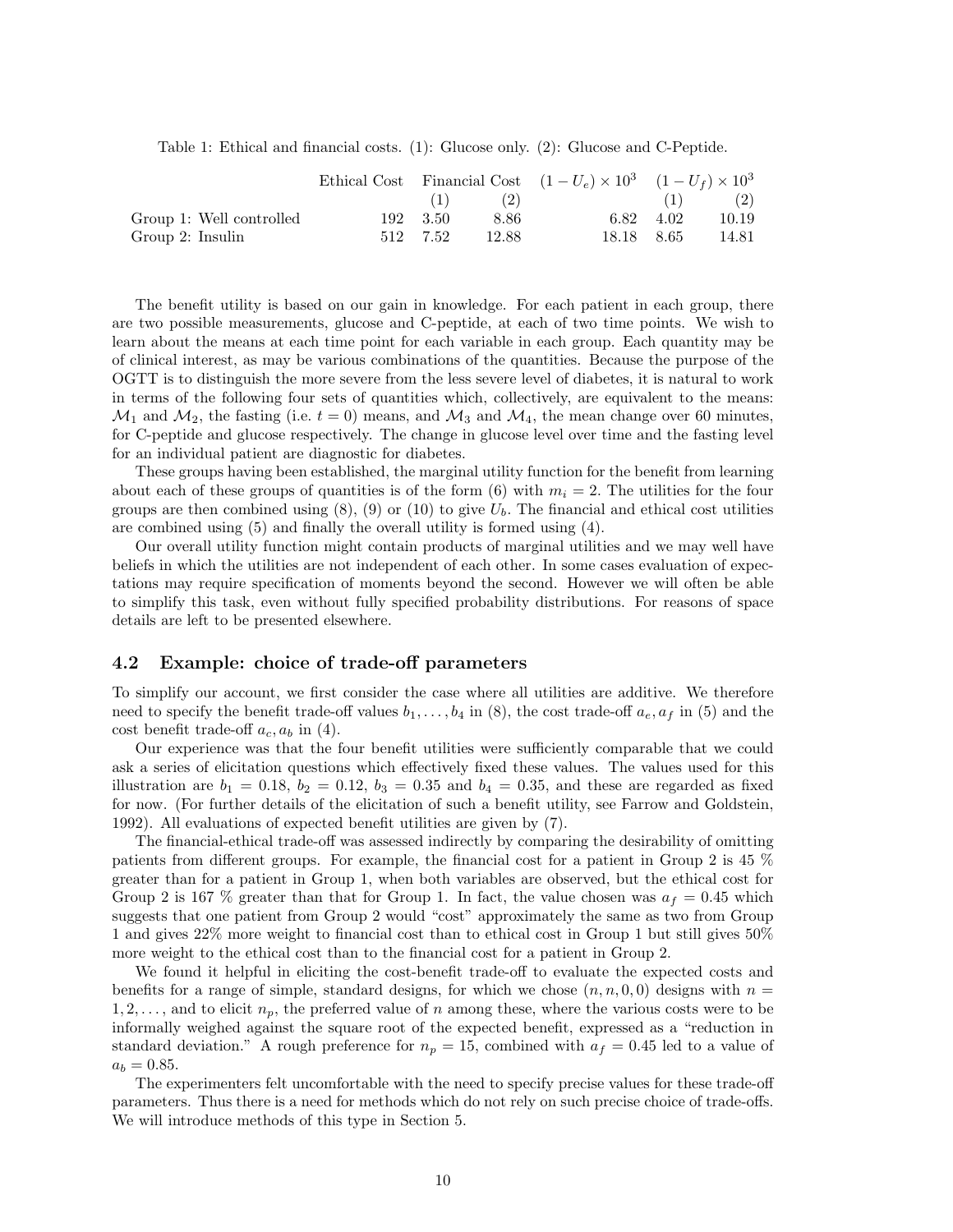Table 1: Ethical and financial costs. (1): Glucose only. (2): Glucose and C-Peptide.

| | Ethical Cost | Financial Cost | | $(1-U_e)\times 10^3$ | $(1-U_f)\times 10^3$ | |
|---|---|---|---|---|---|---|
| | | (1) | (2) | | (1) | (2) |
| Group 1: Well controlled | 192 | 3.50 | 8.86 | 6.82 | 4.02 | 10.19 |
| Group 2: Insulin | 512 | 7.52 | 12.88 | 18.18 | 8.65 | 14.81 |

The benefit utility is based on our gain in knowledge. For each patient in each group, there are two possible measurements, glucose and C-peptide, at each of two time points. We wish to learn about the means at each time point for each variable in each group. Each quantity may be of clinical interest, as may be various combinations of the quantities. Because the purpose of the OGTT is to distinguish the more severe from the less severe level of diabetes, it is natural to work in terms of the following four sets of quantities which, collectively, are equivalent to the means: $\mathcal{M}_1$ and $\mathcal{M}_2$, the fasting (i.e. $t = 0$) means, and $\mathcal{M}_3$ and $\mathcal{M}_4$, the mean change over 60 minutes, for C-peptide and glucose respectively. The change in glucose level over time and the fasting level for an individual patient are diagnostic for diabetes.

These groups having been established, the marginal utility function for the benefit from learning about each of these groups of quantities is of the form (6) with $m_i = 2$. The utilities for the four groups are then combined using (8), (9) or (10) to give $U_b$. The financial and ethical cost utilities are combined using (5) and finally the overall utility is formed using (4).

Our overall utility function might contain products of marginal utilities and we may well have beliefs in which the utilities are not independent of each other. In some cases evaluation of expectations may require specification of moments beyond the second. However we will often be able to simplify this task, even without fully specified probability distributions. For reasons of space details are left to be presented elsewhere.

## 4.2 Example: choice of trade-off parameters

To simplify our account, we first consider the case where all utilities are additive. We therefore need to specify the benefit trade-off values $b_1, \ldots, b_4$ in (8), the cost trade-off $a_e, a_f$ in (5) and the cost benefit trade-off $a_c, a_b$ in (4).

Our experience was that the four benefit utilities were sufficiently comparable that we could ask a series of elicitation questions which effectively fixed these values. The values used for this illustration are $b_1 = 0.18$, $b_2 = 0.12$, $b_3 = 0.35$ and $b_4 = 0.35$, and these are regarded as fixed for now. (For further details of the elicitation of such a benefit utility, see Farrow and Goldstein, 1992). All evaluations of expected benefit utilities are given by (7).

The financial-ethical trade-off was assessed indirectly by comparing the desirability of omitting patients from different groups. For example, the financial cost for a patient in Group 2 is 45 % greater than for a patient in Group 1, when both variables are observed, but the ethical cost for Group 2 is 167 % greater than that for Group 1. In fact, the value chosen was $a_f = 0.45$ which suggests that one patient from Group 2 would "cost" approximately the same as two from Group 1 and gives 22% more weight to financial cost than to ethical cost in Group 1 but still gives 50% more weight to the ethical cost than to the financial cost for a patient in Group 2.

We found it helpful in eliciting the cost-benefit trade-off to evaluate the expected costs and benefits for a range of simple, standard designs, for which we chose $(n, n, 0, 0)$ designs with $n = 1, 2, \ldots$, and to elicit $n_p$, the preferred value of $n$ among these, where the various costs were to be informally weighed against the square root of the expected benefit, expressed as a "reduction in standard deviation." A rough preference for $n_p = 15$, combined with $a_f = 0.45$ led to a value of $a_b = 0.85$.

The experimenters felt uncomfortable with the need to specify precise values for these trade-off parameters. Thus there is a need for methods which do not rely on such precise choice of trade-offs. We will introduce methods of this type in Section 5.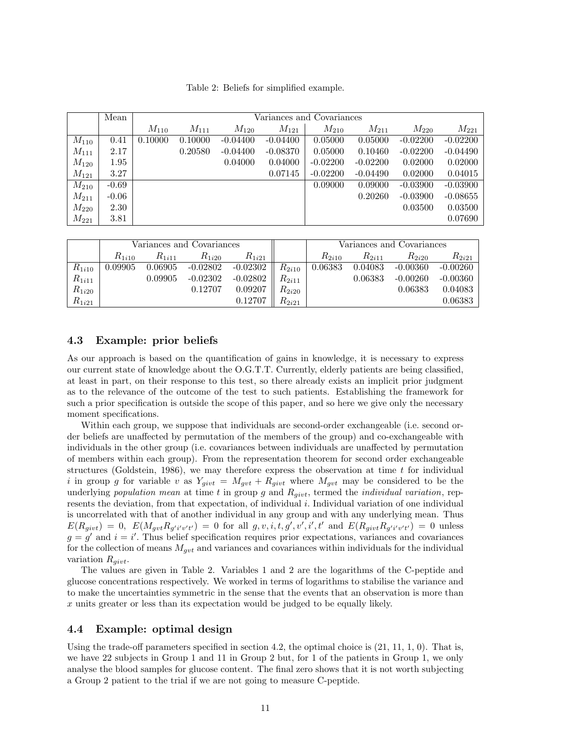Table 2: Beliefs for simplified example.

| | Mean | Variances and Covariances | | | | | | | |
|---|---|---|---|---|---|---|---|---|---|
| | | $M_{110}$ | $M_{111}$ | $M_{120}$ | $M_{121}$ | $M_{210}$ | $M_{211}$ | $M_{220}$ | $M_{221}$ |
| $M_{110}$ | 0.41 | 0.10000 | 0.10000 | -0.04400 | -0.04400 | 0.05000 | 0.05000 | -0.02200 | -0.02200 |
| $M_{111}$ | 2.17 | | 0.20580 | -0.04400 | -0.08370 | 0.05000 | 0.10460 | -0.02200 | -0.04490 |
| $M_{120}$ | 1.95 | | | 0.04000 | 0.04000 | -0.02200 | -0.02200 | 0.02000 | 0.02000 |
| $M_{121}$ | 3.27 | | | | 0.07145 | -0.02200 | -0.04490 | 0.02000 | 0.04015 |
| $M_{210}$ | -0.69 | | | | | 0.09000 | 0.09000 | -0.03900 | -0.03900 |
| $M_{211}$ | -0.06 | | | | | | 0.20260 | -0.03900 | -0.08655 |
| $M_{220}$ | 2.30 | | | | | | | 0.03500 | 0.03500 |
| $M_{221}$ | 3.81 | | | | | | | | 0.07690 |

| | Variances and Covariances | | | | | Variances and Covariances | | | |
|---|---|---|---|---|---|---|---|---|---|
| | $R_{1i10}$ | $R_{1i11}$ | $R_{1i20}$ | $R_{1i21}$ | | $R_{2i10}$ | $R_{2i11}$ | $R_{2i20}$ | $R_{2i21}$ |
| $R_{1i10}$ | 0.09905 | 0.06905 | -0.02802 | -0.02302 | $R_{2i10}$ | 0.06383 | 0.04083 | -0.00360 | -0.00260 |
| $R_{1i11}$ | | 0.09905 | -0.02302 | -0.02802 | $R_{2i11}$ | | 0.06383 | -0.00260 | -0.00360 |
| $R_{1i20}$ | | | 0.12707 | 0.09207 | $R_{2i20}$ | | | 0.06383 | 0.04083 |
| $R_{1i21}$ | | | | 0.12707 | $R_{2i21}$ | | | | 0.06383 |

### 4.3 Example: prior beliefs

As our approach is based on the quantification of gains in knowledge, it is necessary to express our current state of knowledge about the O.G.T.T. Currently, elderly patients are being classified, at least in part, on their response to this test, so there already exists an implicit prior judgment as to the relevance of the outcome of the test to such patients. Establishing the framework for such a prior specification is outside the scope of this paper, and so here we give only the necessary moment specifications.

Within each group, we suppose that individuals are second-order exchangeable (i.e. second order beliefs are unaffected by permutation of the members of the group) and co-exchangeable with individuals in the other group (i.e. covariances between individuals are unaffected by permutation of members within each group). From the representation theorem for second order exchangeable structures (Goldstein, 1986), we may therefore express the observation at time $t$ for individual $i$ in group $g$ for variable $v$ as $Y_{givt} = M_{gvt} + R_{givt}$ where $M_{gvt}$ may be considered to be the underlying *population mean* at time $t$ in group $g$ and $R_{givt}$, termed the *individual variation*, represents the deviation, from that expectation, of individual $i$. Individual variation of one individual is uncorrelated with that of another individual in any group and with any underlying mean. Thus $E(R_{givt}) = 0$, $E(M_{gvt}R_{g'i'v't'}) = 0$ for all $g, v, i, t, g', v', i', t'$ and $E(R_{givt}R_{g'i'v't'}) = 0$ unless $g = g'$ and $i = i'$. Thus belief specification requires prior expectations, variances and covariances for the collection of means $M_{gvt}$ and variances and covariances within individuals for the individual variation $R_{givt}$.

The values are given in Table 2. Variables 1 and 2 are the logarithms of the C-peptide and glucose concentrations respectively. We worked in terms of logarithms to stabilise the variance and to make the uncertainties symmetric in the sense that the events that an observation is more than $x$ units greater or less than its expectation would be judged to be equally likely.

### 4.4 Example: optimal design

Using the trade-off parameters specified in section 4.2, the optimal choice is (21, 11, 1, 0). That is, we have 22 subjects in Group 1 and 11 in Group 2 but, for 1 of the patients in Group 1, we only analyse the blood samples for glucose content. The final zero shows that it is not worth subjecting a Group 2 patient to the trial if we are not going to measure C-peptide.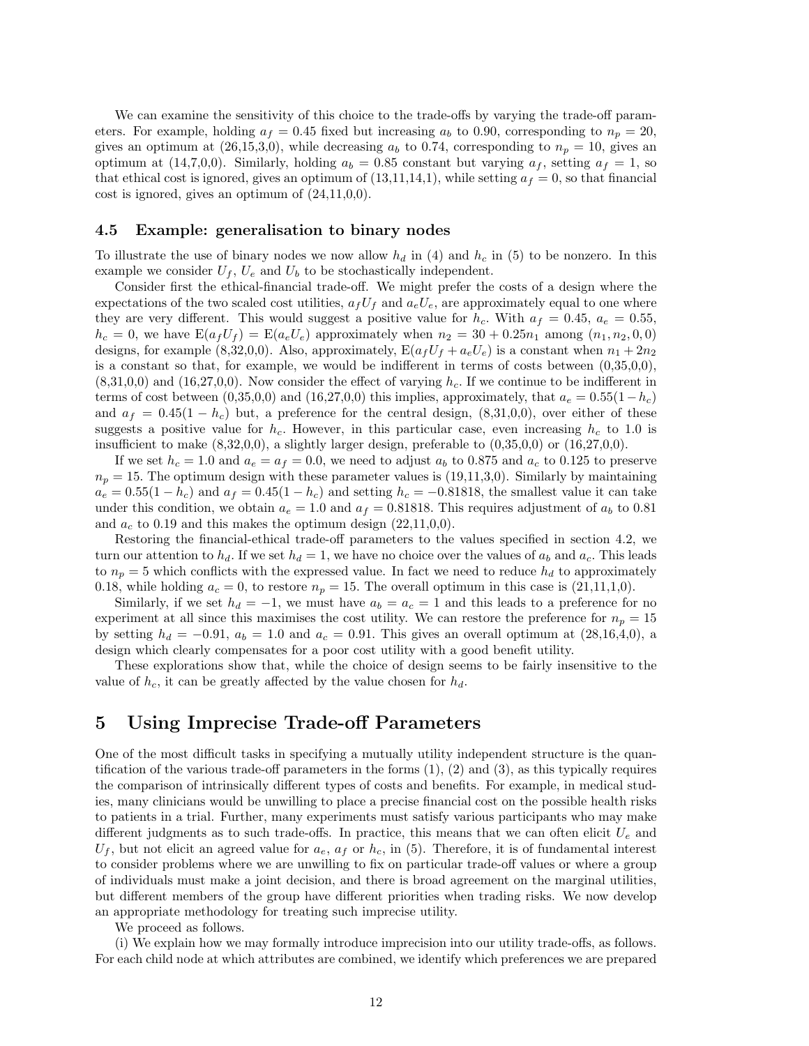We can examine the sensitivity of this choice to the trade-offs by varying the trade-off parameters. For example, holding $a_f = 0.45$ fixed but increasing $a_b$ to 0.90, corresponding to $n_p = 20$, gives an optimum at (26,15,3,0), while decreasing $a_b$ to 0.74, corresponding to $n_p = 10$, gives an optimum at (14,7,0,0). Similarly, holding $a_b = 0.85$ constant but varying $a_f$, setting $a_f = 1$, so that ethical cost is ignored, gives an optimum of (13,11,14,1), while setting $a_f = 0$, so that financial cost is ignored, gives an optimum of (24,11,0,0).

### 4.5 Example: generalisation to binary nodes

To illustrate the use of binary nodes we now allow $h_d$ in (4) and $h_c$ in (5) to be nonzero. In this example we consider $U_f$, $U_e$ and $U_b$ to be stochastically independent.

Consider first the ethical-financial trade-off. We might prefer the costs of a design where the expectations of the two scaled cost utilities, $a_f U_f$ and $a_e U_e$, are approximately equal to one where they are very different. This would suggest a positive value for $h_c$. With $a_f = 0.45$, $a_e = 0.55$, $h_c = 0$, we have $\mathrm{E}(a_f U_f) = \mathrm{E}(a_e U_e)$ approximately when $n_2 = 30 + 0.25n_1$ among $(n_1, n_2, 0, 0)$ designs, for example (8,32,0,0). Also, approximately, $\mathrm{E}(a_f U_f + a_e U_e)$ is a constant when $n_1 + 2n_2$ is a constant so that, for example, we would be indifferent in terms of costs between (0,35,0,0), (8,31,0,0) and (16,27,0,0). Now consider the effect of varying $h_c$. If we continue to be indifferent in terms of cost between (0,35,0,0) and (16,27,0,0) this implies, approximately, that $a_e = 0.55(1 - h_c)$ and $a_f = 0.45(1 - h_c)$ but, a preference for the central design, (8,31,0,0), over either of these suggests a positive value for $h_c$. However, in this particular case, even increasing $h_c$ to 1.0 is insufficient to make (8,32,0,0), a slightly larger design, preferable to (0,35,0,0) or (16,27,0,0).

If we set $h_c = 1.0$ and $a_e = a_f = 0.0$, we need to adjust $a_b$ to 0.875 and $a_c$ to 0.125 to preserve $n_p = 15$. The optimum design with these parameter values is (19,11,3,0). Similarly by maintaining $a_e = 0.55(1 - h_c)$ and $a_f = 0.45(1 - h_c)$ and setting $h_c = -0.81818$, the smallest value it can take under this condition, we obtain $a_e = 1.0$ and $a_f = 0.81818$. This requires adjustment of $a_b$ to 0.81 and $a_c$ to 0.19 and this makes the optimum design (22,11,0,0).

Restoring the financial-ethical trade-off parameters to the values specified in section 4.2, we turn our attention to $h_d$. If we set $h_d = 1$, we have no choice over the values of $a_b$ and $a_c$. This leads to $n_p = 5$ which conflicts with the expressed value. In fact we need to reduce $h_d$ to approximately 0.18, while holding $a_c = 0$, to restore $n_p = 15$. The overall optimum in this case is (21,11,1,0).

Similarly, if we set $h_d = -1$, we must have $a_b = a_c = 1$ and this leads to a preference for no experiment at all since this maximises the cost utility. We can restore the preference for $n_p = 15$ by setting $h_d = -0.91$, $a_b = 1.0$ and $a_c = 0.91$. This gives an overall optimum at (28,16,4,0), a design which clearly compensates for a poor cost utility with a good benefit utility.

These explorations show that, while the choice of design seems to be fairly insensitive to the value of $h_c$, it can be greatly affected by the value chosen for $h_d$.

## 5 Using Imprecise Trade-off Parameters

One of the most difficult tasks in specifying a mutually utility independent structure is the quantification of the various trade-off parameters in the forms (1), (2) and (3), as this typically requires the comparison of intrinsically different types of costs and benefits. For example, in medical studies, many clinicians would be unwilling to place a precise financial cost on the possible health risks to patients in a trial. Further, many experiments must satisfy various participants who may make different judgments as to such trade-offs. In practice, this means that we can often elicit $U_e$ and $U_f$, but not elicit an agreed value for $a_e$, $a_f$ or $h_c$, in (5). Therefore, it is of fundamental interest to consider problems where we are unwilling to fix on particular trade-off values or where a group of individuals must make a joint decision, and there is broad agreement on the marginal utilities, but different members of the group have different priorities when trading risks. We now develop an appropriate methodology for treating such imprecise utility.

We proceed as follows.

(i) We explain how we may formally introduce imprecision into our utility trade-offs, as follows. For each child node at which attributes are combined, we identify which preferences we are prepared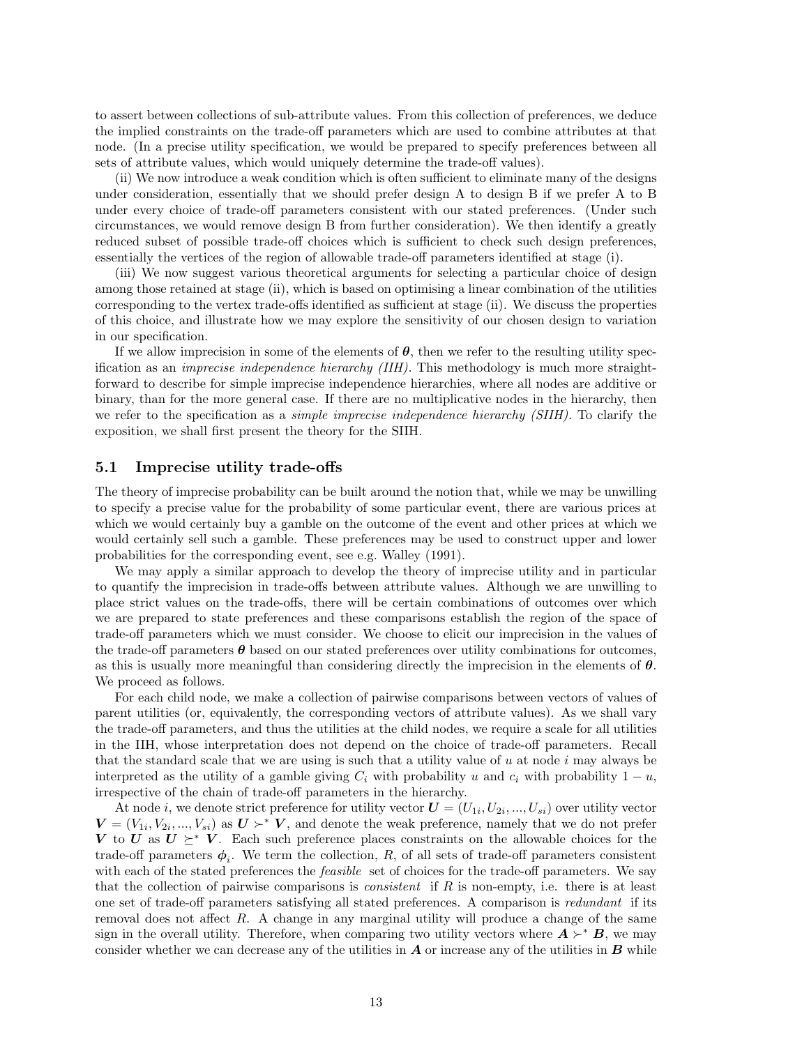to assert between collections of sub-attribute values. From this collection of preferences, we deduce the implied constraints on the trade-off parameters which are used to combine attributes at that node. (In a precise utility specification, we would be prepared to specify preferences between all sets of attribute values, which would uniquely determine the trade-off values).

(ii) We now introduce a weak condition which is often sufficient to eliminate many of the designs under consideration, essentially that we should prefer design A to design B if we prefer A to B under every choice of trade-off parameters consistent with our stated preferences. (Under such circumstances, we would remove design B from further consideration). We then identify a greatly reduced subset of possible trade-off choices which is sufficient to check such design preferences, essentially the vertices of the region of allowable trade-off parameters identified at stage (i).

(iii) We now suggest various theoretical arguments for selecting a particular choice of design among those retained at stage (ii), which is based on optimising a linear combination of the utilities corresponding to the vertex trade-offs identified as sufficient at stage (ii). We discuss the properties of this choice, and illustrate how we may explore the sensitivity of our chosen design to variation in our specification.

If we allow imprecision in some of the elements of $\boldsymbol{\theta}$, then we refer to the resulting utility specification as an *imprecise independence hierarchy (IIH)*. This methodology is much more straightforward to describe for simple imprecise independence hierarchies, where all nodes are additive or binary, than for the more general case. If there are no multiplicative nodes in the hierarchy, then we refer to the specification as a *simple imprecise independence hierarchy (SIIH)*. To clarify the exposition, we shall first present the theory for the SIIH.

## 5.1 Imprecise utility trade-offs

The theory of imprecise probability can be built around the notion that, while we may be unwilling to specify a precise value for the probability of some particular event, there are various prices at which we would certainly buy a gamble on the outcome of the event and other prices at which we would certainly sell such a gamble. These preferences may be used to construct upper and lower probabilities for the corresponding event, see e.g. Walley (1991).

We may apply a similar approach to develop the theory of imprecise utility and in particular to quantify the imprecision in trade-offs between attribute values. Although we are unwilling to place strict values on the trade-offs, there will be certain combinations of outcomes over which we are prepared to state preferences and these comparisons establish the region of the space of trade-off parameters which we must consider. We choose to elicit our imprecision in the values of the trade-off parameters $\boldsymbol{\theta}$ based on our stated preferences over utility combinations for outcomes, as this is usually more meaningful than considering directly the imprecision in the elements of $\boldsymbol{\theta}$. We proceed as follows.

For each child node, we make a collection of pairwise comparisons between vectors of values of parent utilities (or, equivalently, the corresponding vectors of attribute values). As we shall vary the trade-off parameters, and thus the utilities at the child nodes, we require a scale for all utilities in the IIH, whose interpretation does not depend on the choice of trade-off parameters. Recall that the standard scale that we are using is such that a utility value of $u$ at node $i$ may always be interpreted as the utility of a gamble giving $C_i$ with probability $u$ and $c_i$ with probability $1-u$, irrespective of the chain of trade-off parameters in the hierarchy.

At node $i$, we denote strict preference for utility vector $\boldsymbol{U} = (U_{1i}, U_{2i}, ..., U_{si})$ over utility vector $\boldsymbol{V} = (V_{1i}, V_{2i}, ..., V_{si})$ as $\boldsymbol{U} \succ^* \boldsymbol{V}$, and denote the weak preference, namely that we do not prefer $\boldsymbol{V}$ to $\boldsymbol{U}$ as $\boldsymbol{U} \succeq^* \boldsymbol{V}$. Each such preference places constraints on the allowable choices for the trade-off parameters $\boldsymbol{\phi}_i$. We term the collection, $R$, of all sets of trade-off parameters consistent with each of the stated preferences the *feasible* set of choices for the trade-off parameters. We say that the collection of pairwise comparisons is *consistent* if $R$ is non-empty, i.e. there is at least one set of trade-off parameters satisfying all stated preferences. A comparison is *redundant* if its removal does not affect $R$. A change in any marginal utility will produce a change of the same sign in the overall utility. Therefore, when comparing two utility vectors where $\boldsymbol{A} \succ^* \boldsymbol{B}$, we may consider whether we can decrease any of the utilities in $\boldsymbol{A}$ or increase any of the utilities in $\boldsymbol{B}$ while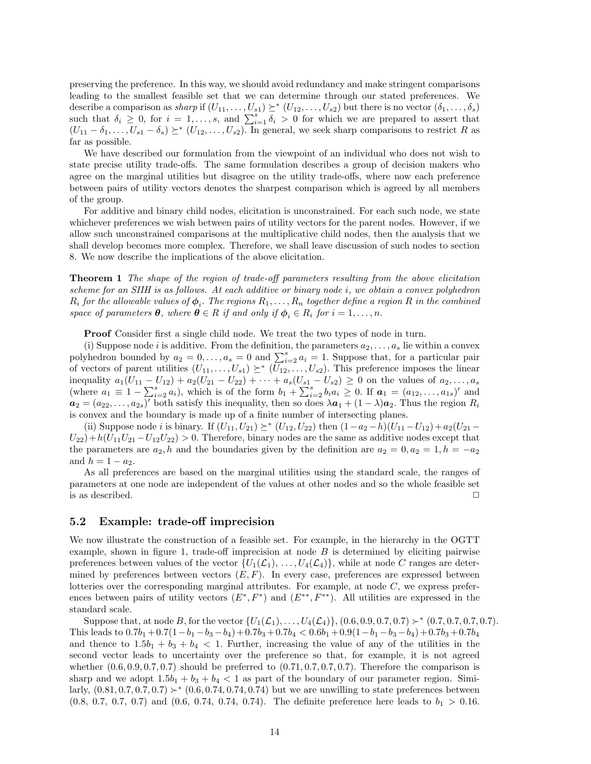preserving the preference. In this way, we should avoid redundancy and make stringent comparisons leading to the smallest feasible set that we can determine through our stated preferences. We describe a comparison as *sharp* if $(U_{11}, \ldots, U_{s1}) \succeq^* (U_{12}, \ldots, U_{s2})$ but there is no vector $(\delta_1, \ldots, \delta_s)$ such that $\delta_i \geq 0$, for $i = 1, \ldots, s$, and $\sum_{i=1}^{s} \delta_i > 0$ for which we are prepared to assert that $(U_{11} - \delta_1, \ldots, U_{s1} - \delta_s) \succeq^* (U_{12}, \ldots, U_{s2})$. In general, we seek sharp comparisons to restrict $R$ as far as possible.

We have described our formulation from the viewpoint of an individual who does not wish to state precise utility trade-offs. The same formulation describes a group of decision makers who agree on the marginal utilities but disagree on the utility trade-offs, where now each preference between pairs of utility vectors denotes the sharpest comparison which is agreed by all members of the group.

For additive and binary child nodes, elicitation is unconstrained. For each such node, we state whichever preferences we wish between pairs of utility vectors for the parent nodes. However, if we allow such unconstrained comparisons at the multiplicative child nodes, then the analysis that we shall develop becomes more complex. Therefore, we shall leave discussion of such nodes to section 8. We now describe the implications of the above elicitation.

**Theorem 1** *The shape of the region of trade-off parameters resulting from the above elicitation scheme for an SIIH is as follows. At each additive or binary node $i$, we obtain a convex polyhedron $R_i$ for the allowable values of $\boldsymbol{\phi}_i$. The regions $R_1, \ldots, R_n$ together define a region $R$ in the combined space of parameters $\boldsymbol{\theta}$, where $\boldsymbol{\theta} \in R$ if and only if $\boldsymbol{\phi}_i \in R_i$ for $i = 1, \ldots, n$.*

**Proof** Consider first a single child node. We treat the two types of node in turn.

(i) Suppose node $i$ is additive. From the definition, the parameters $a_2, \ldots, a_s$ lie within a convex polyhedron bounded by $a_2 = 0, \ldots, a_s = 0$ and $\sum_{i=2}^{s} a_i = 1$. Suppose that, for a particular pair of vectors of parent utilities $(U_{11}, \ldots, U_{s1}) \succeq^* (U_{12}, \ldots, U_{s2})$. This preference imposes the linear inequality $a_1(U_{11} - U_{12}) + a_2(U_{21} - U_{22}) + \cdots + a_s(U_{s1} - U_{s2}) \geq 0$ on the values of $a_2, \ldots, a_s$ (where $a_1 \equiv 1 - \sum_{i=2}^{s} a_i$), which is of the form $b_1 + \sum_{i=2}^{s} b_i a_i \geq 0$. If $\boldsymbol{a}_1 = (a_{12}, \ldots, a_{1s})'$ and $\boldsymbol{a}_2 = (a_{22}, \ldots, a_{2s})'$ both satisfy this inequality, then so does $\lambda \boldsymbol{a}_1 + (1 - \lambda)\boldsymbol{a}_2$. Thus the region $R_i$ is convex and the boundary is made up of a finite number of intersecting planes.

(ii) Suppose node $i$ is binary. If $(U_{11}, U_{21}) \succeq^* (U_{12}, U_{22})$ then $(1 - a_2 - h)(U_{11} - U_{12}) + a_2(U_{21} - U_{22}) + h(U_{11}U_{21} - U_{12}U_{22}) > 0$. Therefore, binary nodes are the same as additive nodes except that the parameters are $a_2, h$ and the boundaries given by the definition are $a_2 = 0, a_2 = 1, h = -a_2$ and $h = 1 - a_2$.

As all preferences are based on the marginal utilities using the standard scale, the ranges of parameters at one node are independent of the values at other nodes and so the whole feasible set is as described. □

## 5.2 Example: trade-off imprecision

We now illustrate the construction of a feasible set. For example, in the hierarchy in the OGTT example, shown in figure 1, trade-off imprecision at node $B$ is determined by eliciting pairwise preferences between values of the vector $\{U_1(\mathcal{L}_1), \ldots, U_4(\mathcal{L}_4)\}$, while at node $C$ ranges are determined by preferences between vectors $(E, F)$. In every case, preferences are expressed between lotteries over the corresponding marginal attributes. For example, at node $C$, we express preferences between pairs of utility vectors $(E^*, F^*)$ and $(E^{**}, F^{**})$. All utilities are expressed in the standard scale.

Suppose that, at node $B$, for the vector $\{U_1(\mathcal{L}_1), \ldots, U_4(\mathcal{L}_4)\}$, $(0.6, 0.9, 0.7, 0.7) \succ^* (0.7, 0.7, 0.7, 0.7)$. This leads to $0.7b_1 + 0.7(1 - b_1 - b_3 - b_4) + 0.7b_3 + 0.7b_4 < 0.6b_1 + 0.9(1 - b_1 - b_3 - b_4) + 0.7b_3 + 0.7b_4$ and thence to $1.5b_1 + b_3 + b_4 < 1$. Further, increasing the value of any of the utilities in the second vector leads to uncertainty over the preference so that, for example, it is not agreed whether $(0.6, 0.9, 0.7, 0.7)$ should be preferred to $(0.71, 0.7, 0.7, 0.7)$. Therefore the comparison is sharp and we adopt $1.5b_1 + b_3 + b_4 < 1$ as part of the boundary of our parameter region. Similarly, $(0.81, 0.7, 0.7, 0.7) \succ^* (0.6, 0.74, 0.74, 0.74)$ but we are unwilling to state preferences between $(0.8, 0.7, 0.7, 0.7)$ and $(0.6, 0.74, 0.74, 0.74)$. The definite preference here leads to $b_1 > 0.16$.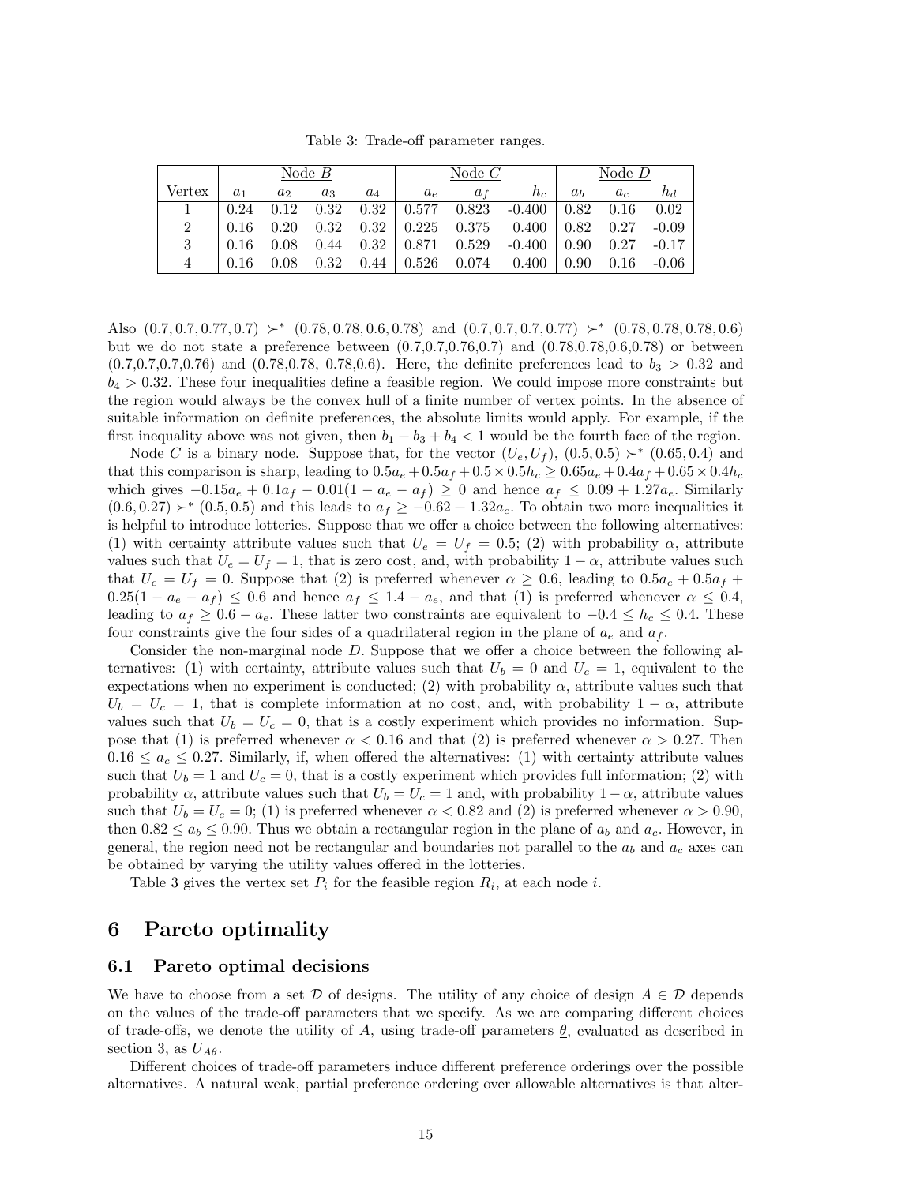Table 3: Trade-off parameter ranges.

| | Node $B$ | | | | Node $C$ | | | Node $D$ | | |
|---|---|---|---|---|---|---|---|---|---|---|
| Vertex | $a_1$ | $a_2$ | $a_3$ | $a_4$ | $a_e$ | $a_f$ | $h_c$ | $a_b$ | $a_c$ | $h_d$ |
| 1 | 0.24 | 0.12 | 0.32 | 0.32 | 0.577 | 0.823 | -0.400 | 0.82 | 0.16 | 0.02 |
| 2 | 0.16 | 0.20 | 0.32 | 0.32 | 0.225 | 0.375 | 0.400 | 0.82 | 0.27 | -0.09 |
| 3 | 0.16 | 0.08 | 0.44 | 0.32 | 0.871 | 0.529 | -0.400 | 0.90 | 0.27 | -0.17 |
| 4 | 0.16 | 0.08 | 0.32 | 0.44 | 0.526 | 0.074 | 0.400 | 0.90 | 0.16 | -0.06 |

Also $(0.7, 0.7, 0.77, 0.7) \succ^* (0.78, 0.78, 0.6, 0.78)$ and $(0.7, 0.7, 0.7, 0.77) \succ^* (0.78, 0.78, 0.78, 0.6)$ but we do not state a preference between (0.7,0.7,0.76,0.7) and (0.78,0.78,0.6,0.78) or between (0.7,0.7,0.7,0.76) and (0.78,0.78, 0.78,0.6). Here, the definite preferences lead to $b_3 > 0.32$ and $b_4 > 0.32$. These four inequalities define a feasible region. We could impose more constraints but the region would always be the convex hull of a finite number of vertex points. In the absence of suitable information on definite preferences, the absolute limits would apply. For example, if the first inequality above was not given, then $b_1 + b_3 + b_4 < 1$ would be the fourth face of the region.

Node $C$ is a binary node. Suppose that, for the vector $(U_e, U_f)$, $(0.5, 0.5) \succ^* (0.65, 0.4)$ and that this comparison is sharp, leading to $0.5a_e + 0.5a_f + 0.5 \times 0.5h_c \geq 0.65a_e + 0.4a_f + 0.65 \times 0.4h_c$ which gives $-0.15a_e + 0.1a_f - 0.01(1 - a_e - a_f) \geq 0$ and hence $a_f \leq 0.09 + 1.27a_e$. Similarly $(0.6, 0.27) \succ^* (0.5, 0.5)$ and this leads to $a_f \geq -0.62 + 1.32a_e$. To obtain two more inequalities it is helpful to introduce lotteries. Suppose that we offer a choice between the following alternatives: (1) with certainty attribute values such that $U_e = U_f = 0.5$; (2) with probability $\alpha$, attribute values such that $U_e = U_f = 1$, that is zero cost, and, with probability $1 - \alpha$, attribute values such that $U_e = U_f = 0$. Suppose that (2) is preferred whenever $\alpha \geq 0.6$, leading to $0.5a_e + 0.5a_f + 0.25(1 - a_e - a_f) \leq 0.6$ and hence $a_f \leq 1.4 - a_e$, and that (1) is preferred whenever $\alpha \leq 0.4$, leading to $a_f \geq 0.6 - a_e$. These latter two constraints are equivalent to $-0.4 \leq h_c \leq 0.4$. These four constraints give the four sides of a quadrilateral region in the plane of $a_e$ and $a_f$.

Consider the non-marginal node $D$. Suppose that we offer a choice between the following alternatives: (1) with certainty, attribute values such that $U_b = 0$ and $U_c = 1$, equivalent to the expectations when no experiment is conducted; (2) with probability $\alpha$, attribute values such that $U_b = U_c = 1$, that is complete information at no cost, and, with probability $1 - \alpha$, attribute values such that $U_b = U_c = 0$, that is a costly experiment which provides no information. Suppose that (1) is preferred whenever $\alpha < 0.16$ and that (2) is preferred whenever $\alpha > 0.27$. Then $0.16 \leq a_c \leq 0.27$. Similarly, if, when offered the alternatives: (1) with certainty attribute values such that $U_b = 1$ and $U_c = 0$, that is a costly experiment which provides full information; (2) with probability $\alpha$, attribute values such that $U_b = U_c = 1$ and, with probability $1 - \alpha$, attribute values such that $U_b = U_c = 0$; (1) is preferred whenever $\alpha < 0.82$ and (2) is preferred whenever $\alpha > 0.90$, then $0.82 \leq a_b \leq 0.90$. Thus we obtain a rectangular region in the plane of $a_b$ and $a_c$. However, in general, the region need not be rectangular and boundaries not parallel to the $a_b$ and $a_c$ axes can be obtained by varying the utility values offered in the lotteries.

Table 3 gives the vertex set $P_i$ for the feasible region $R_i$, at each node $i$.

# 6 Pareto optimality

## 6.1 Pareto optimal decisions

We have to choose from a set $\mathcal{D}$ of designs. The utility of any choice of design $A \in \mathcal{D}$ depends on the values of the trade-off parameters that we specify. As we are comparing different choices of trade-offs, we denote the utility of $A$, using trade-off parameters $\underline{\theta}$, evaluated as described in section 3, as $U_{A\underline{\theta}}$.

Different choices of trade-off parameters induce different preference orderings over the possible alternatives. A natural weak, partial preference ordering over allowable alternatives is that alter-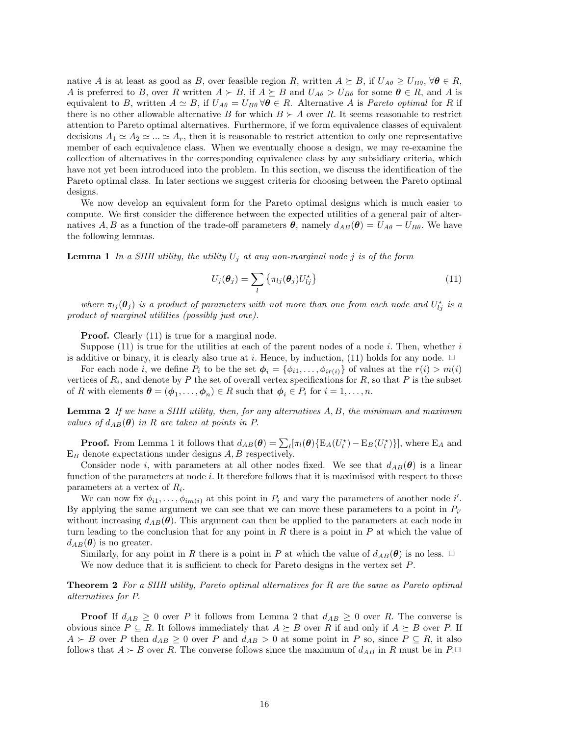native $A$ is at least as good as $B$, over feasible region $R$, written $A \succeq B$, if $U_{A\theta} \geq U_{B\theta}$, $\forall \boldsymbol{\theta} \in R$, $A$ is preferred to $B$, over $R$ written $A \succ B$, if $A \succeq B$ and $U_{A\theta} > U_{B\theta}$ for some $\boldsymbol{\theta} \in R$, and $A$ is equivalent to $B$, written $A \simeq B$, if $U_{A\theta} = U_{B\theta} \, \forall \boldsymbol{\theta} \in R$. Alternative $A$ is *Pareto optimal* for $R$ if there is no other allowable alternative $B$ for which $B \succ A$ over $R$. It seems reasonable to restrict attention to Pareto optimal alternatives. Furthermore, if we form equivalence classes of equivalent decisions $A_1 \simeq A_2 \simeq ... \simeq A_r$, then it is reasonable to restrict attention to only one representative member of each equivalence class. When we eventually choose a design, we may re-examine the collection of alternatives in the corresponding equivalence class by any subsidiary criteria, which have not yet been introduced into the problem. In this section, we discuss the identification of the Pareto optimal class. In later sections we suggest criteria for choosing between the Pareto optimal designs.

We now develop an equivalent form for the Pareto optimal designs which is much easier to compute. We first consider the difference between the expected utilities of a general pair of alternatives $A, B$ as a function of the trade-off parameters $\boldsymbol{\theta}$, namely $d_{AB}(\boldsymbol{\theta}) = U_{A\theta} - U_{B\theta}$. We have the following lemmas.

**Lemma 1** *In a SIIH utility, the utility $U_j$ at any non-marginal node $j$ is of the form*

$$U_j(\boldsymbol{\theta}_j) = \sum_l \left\{ \pi_{lj}(\boldsymbol{\theta}_j) U^{\star}_{lj} \right\} \tag{11}$$

*where $\pi_{lj}(\boldsymbol{\theta}_j)$ is a product of parameters with not more than one from each node and $U^{\star}_{lj}$ is a product of marginal utilities (possibly just one).*

**Proof.** Clearly (11) is true for a marginal node.

Suppose (11) is true for the utilities at each of the parent nodes of a node $i$. Then, whether $i$ is additive or binary, it is clearly also true at $i$. Hence, by induction, (11) holds for any node. □

For each node $i$, we define $P_i$ to be the set $\boldsymbol{\phi}_i = \{\phi_{i1}, \ldots, \phi_{ir(i)}\}$ of values at the $r(i) > m(i)$ vertices of $R_i$, and denote by $P$ the set of overall vertex specifications for $R$, so that $P$ is the subset of $R$ with elements $\boldsymbol{\theta} = (\boldsymbol{\phi}_1, \ldots, \boldsymbol{\phi}_n) \in R$ such that $\boldsymbol{\phi}_i \in P_i$ for $i = 1, \ldots, n$.

**Lemma 2** *If we have a SIIH utility, then, for any alternatives $A, B$, the minimum and maximum values of $d_{AB}(\boldsymbol{\theta})$ in $R$ are taken at points in $P$.*

**Proof.** From Lemma 1 it follows that $d_{AB}(\boldsymbol{\theta}) = \sum_l [\pi_l(\boldsymbol{\theta})\{\mathrm{E}_A(U^{\star}_l) - \mathrm{E}_B(U^{\star}_l)\}]$, where $\mathrm{E}_A$ and $\mathrm{E}_B$ denote expectations under designs $A, B$ respectively.

Consider node $i$, with parameters at all other nodes fixed. We see that $d_{AB}(\boldsymbol{\theta})$ is a linear function of the parameters at node $i$. It therefore follows that it is maximised with respect to those parameters at a vertex of $R_i$.

We can now fix $\phi_{i1}, \ldots, \phi_{im(i)}$ at this point in $P_i$ and vary the parameters of another node $i'$. By applying the same argument we can see that we can move these parameters to a point in $P_{i'}$ without increasing $d_{AB}(\boldsymbol{\theta})$. This argument can then be applied to the parameters at each node in turn leading to the conclusion that for any point in $R$ there is a point in $P$ at which the value of $d_{AB}(\boldsymbol{\theta})$ is no greater.

Similarly, for any point in $R$ there is a point in $P$ at which the value of $d_{AB}(\boldsymbol{\theta})$ is no less. □

We now deduce that it is sufficient to check for Pareto designs in the vertex set $P$.

**Theorem 2** *For a SIIH utility, Pareto optimal alternatives for $R$ are the same as Pareto optimal alternatives for $P$.*

**Proof** If $d_{AB} \geq 0$ over $P$ it follows from Lemma 2 that $d_{AB} \geq 0$ over $R$. The converse is obvious since $P \subseteq R$. It follows immediately that $A \succeq B$ over $R$ if and only if $A \succeq B$ over $P$. If $A \succ B$ over $P$ then $d_{AB} \geq 0$ over $P$ and $d_{AB} > 0$ at some point in $P$ so, since $P \subseteq R$, it also follows that $A \succ B$ over $R$. The converse follows since the maximum of $d_{AB}$ in $R$ must be in $P$.□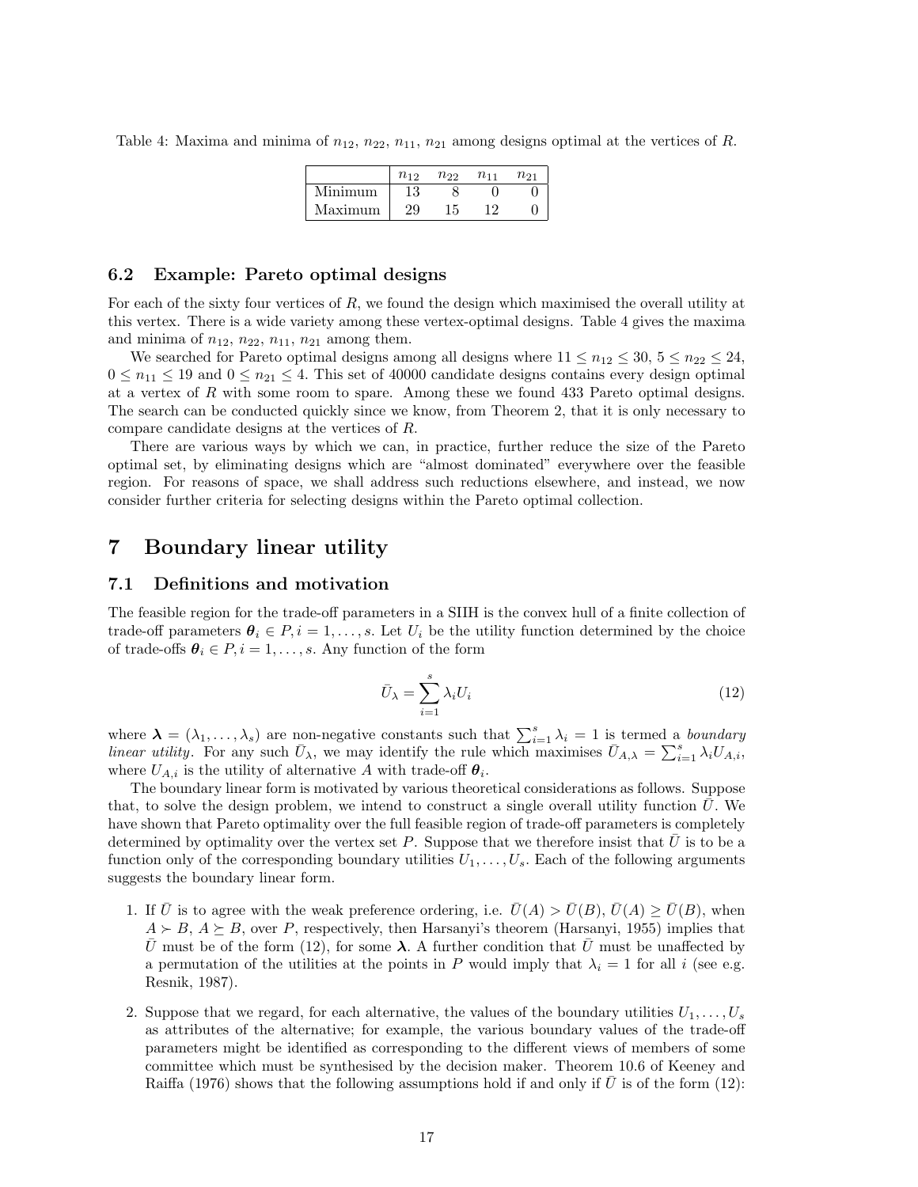Table 4: Maxima and minima of $n_{12}$, $n_{22}$, $n_{11}$, $n_{21}$ among designs optimal at the vertices of $R$.

| | $n_{12}$ | $n_{22}$ | $n_{11}$ | $n_{21}$ |
|---|---|---|---|---|
| Minimum | 13 | 8 | 0 | 0 |
| Maximum | 29 | 15 | 12 | 0 |

### 6.2 Example: Pareto optimal designs

For each of the sixty four vertices of $R$, we found the design which maximised the overall utility at this vertex. There is a wide variety among these vertex-optimal designs. Table 4 gives the maxima and minima of $n_{12}$, $n_{22}$, $n_{11}$, $n_{21}$ among them.

We searched for Pareto optimal designs among all designs where $11 \leq n_{12} \leq 30$, $5 \leq n_{22} \leq 24$, $0 \leq n_{11} \leq 19$ and $0 \leq n_{21} \leq 4$. This set of 40000 candidate designs contains every design optimal at a vertex of $R$ with some room to spare. Among these we found 433 Pareto optimal designs. The search can be conducted quickly since we know, from Theorem 2, that it is only necessary to compare candidate designs at the vertices of $R$.

There are various ways by which we can, in practice, further reduce the size of the Pareto optimal set, by eliminating designs which are "almost dominated" everywhere over the feasible region. For reasons of space, we shall address such reductions elsewhere, and instead, we now consider further criteria for selecting designs within the Pareto optimal collection.

# 7 Boundary linear utility

## 7.1 Definitions and motivation

The feasible region for the trade-off parameters in a SIIH is the convex hull of a finite collection of trade-off parameters $\boldsymbol{\theta}_i \in P, i = 1, \ldots, s$. Let $U_i$ be the utility function determined by the choice of trade-offs $\boldsymbol{\theta}_i \in P, i = 1, \ldots, s$. Any function of the form

$$\bar{U}_\lambda = \sum_{i=1}^{s} \lambda_i U_i \tag{12}$$

where $\boldsymbol{\lambda} = (\lambda_1, \ldots, \lambda_s)$ are non-negative constants such that $\sum_{i=1}^{s} \lambda_i = 1$ is termed a *boundary linear utility*. For any such $\bar{U}_\lambda$, we may identify the rule which maximises $\bar{U}_{A,\lambda} = \sum_{i=1}^{s} \lambda_i U_{A,i}$, where $U_{A,i}$ is the utility of alternative $A$ with trade-off $\boldsymbol{\theta}_i$.

The boundary linear form is motivated by various theoretical considerations as follows. Suppose that, to solve the design problem, we intend to construct a single overall utility function $\bar{U}$. We have shown that Pareto optimality over the full feasible region of trade-off parameters is completely determined by optimality over the vertex set $P$. Suppose that we therefore insist that $\bar{U}$ is to be a function only of the corresponding boundary utilities $U_1, \ldots, U_s$. Each of the following arguments suggests the boundary linear form.

1. If $\bar{U}$ is to agree with the weak preference ordering, i.e. $\bar{U}(A) > \bar{U}(B)$, $\bar{U}(A) \geq \bar{U}(B)$, when $A \succ B$, $A \succeq B$, over $P$, respectively, then Harsanyi's theorem (Harsanyi, 1955) implies that $\bar{U}$ must be of the form (12), for some $\boldsymbol{\lambda}$. A further condition that $\bar{U}$ must be unaffected by a permutation of the utilities at the points in $P$ would imply that $\lambda_i = 1$ for all $i$ (see e.g. Resnik, 1987).

2. Suppose that we regard, for each alternative, the values of the boundary utilities $U_1, \ldots, U_s$ as attributes of the alternative; for example, the various boundary values of the trade-off parameters might be identified as corresponding to the different views of members of some committee which must be synthesised by the decision maker. Theorem 10.6 of Keeney and Raiffa (1976) shows that the following assumptions hold if and only if $\bar{U}$ is of the form (12):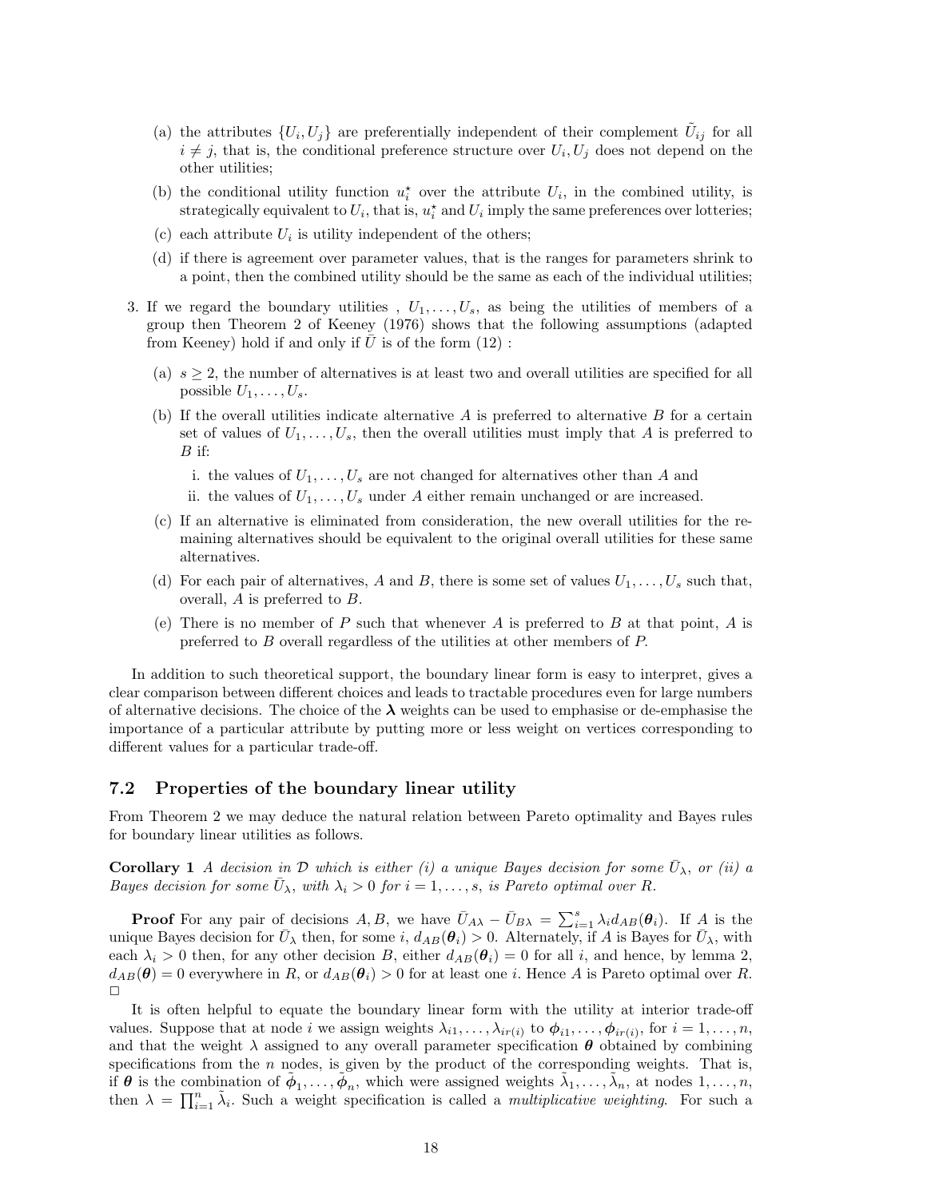(a) the attributes $\{U_i, U_j\}$ are preferentially independent of their complement $\tilde{U}_{ij}$ for all $i \neq j$, that is, the conditional preference structure over $U_i, U_j$ does not depend on the other utilities;

(b) the conditional utility function $u_i^\star$ over the attribute $U_i$, in the combined utility, is strategically equivalent to $U_i$, that is, $u_i^\star$ and $U_i$ imply the same preferences over lotteries;

(c) each attribute $U_i$ is utility independent of the others;

(d) if there is agreement over parameter values, that is the ranges for parameters shrink to a point, then the combined utility should be the same as each of the individual utilities;

3. If we regard the boundary utilities , $U_1, \ldots, U_s$, as being the utilities of members of a group then Theorem 2 of Keeney (1976) shows that the following assumptions (adapted from Keeney) hold if and only if $\bar{U}$ is of the form (12) :

   (a) $s \geq 2$, the number of alternatives is at least two and overall utilities are specified for all possible $U_1, \ldots, U_s$.

   (b) If the overall utilities indicate alternative $A$ is preferred to alternative $B$ for a certain set of values of $U_1, \ldots, U_s$, then the overall utilities must imply that $A$ is preferred to $B$ if:

      i. the values of $U_1, \ldots, U_s$ are not changed for alternatives other than $A$ and

      ii. the values of $U_1, \ldots, U_s$ under $A$ either remain unchanged or are increased.

   (c) If an alternative is eliminated from consideration, the new overall utilities for the remaining alternatives should be equivalent to the original overall utilities for these same alternatives.

   (d) For each pair of alternatives, $A$ and $B$, there is some set of values $U_1, \ldots, U_s$ such that, overall, $A$ is preferred to $B$.

   (e) There is no member of $P$ such that whenever $A$ is preferred to $B$ at that point, $A$ is preferred to $B$ overall regardless of the utilities at other members of $P$.

In addition to such theoretical support, the boundary linear form is easy to interpret, gives a clear comparison between different choices and leads to tractable procedures even for large numbers of alternative decisions. The choice of the $\boldsymbol{\lambda}$ weights can be used to emphasise or de-emphasise the importance of a particular attribute by putting more or less weight on vertices corresponding to different values for a particular trade-off.

## 7.2 Properties of the boundary linear utility

From Theorem 2 we may deduce the natural relation between Pareto optimality and Bayes rules for boundary linear utilities as follows.

**Corollary 1** *A decision in $\mathcal{D}$ which is either (i) a unique Bayes decision for some $\bar{U}_\lambda$, or (ii) a Bayes decision for some $\bar{U}_\lambda$, with $\lambda_i > 0$ for $i = 1, \ldots, s$, is Pareto optimal over $R$.*

**Proof** For any pair of decisions $A, B$, we have $\bar{U}_{A\lambda} - \bar{U}_{B\lambda} = \sum_{i=1}^{s} \lambda_i d_{AB}(\boldsymbol{\theta}_i)$. If $A$ is the unique Bayes decision for $\bar{U}_\lambda$ then, for some $i$, $d_{AB}(\boldsymbol{\theta}_i) > 0$. Alternately, if $A$ is Bayes for $\bar{U}_\lambda$, with each $\lambda_i > 0$ then, for any other decision $B$, either $d_{AB}(\boldsymbol{\theta}_i) = 0$ for all $i$, and hence, by lemma 2, $d_{AB}(\boldsymbol{\theta}) = 0$ everywhere in $R$, or $d_{AB}(\boldsymbol{\theta}_i) > 0$ for at least one $i$. Hence $A$ is Pareto optimal over $R$. □

It is often helpful to equate the boundary linear form with the utility at interior trade-off values. Suppose that at node $i$ we assign weights $\lambda_{i1}, \ldots, \lambda_{ir(i)}$ to $\boldsymbol{\phi}_{i1}, \ldots, \boldsymbol{\phi}_{ir(i)}$, for $i = 1, \ldots, n$, and that the weight $\lambda$ assigned to any overall parameter specification $\boldsymbol{\theta}$ obtained by combining specifications from the $n$ nodes, is given by the product of the corresponding weights. That is, if $\boldsymbol{\theta}$ is the combination of $\tilde{\boldsymbol{\phi}}_1, \ldots, \tilde{\boldsymbol{\phi}}_n$, which were assigned weights $\tilde{\lambda}_1, \ldots, \tilde{\lambda}_n$, at nodes $1, \ldots, n$, then $\lambda = \prod_{i=1}^{n} \tilde{\lambda}_i$. Such a weight specification is called a *multiplicative weighting*. For such a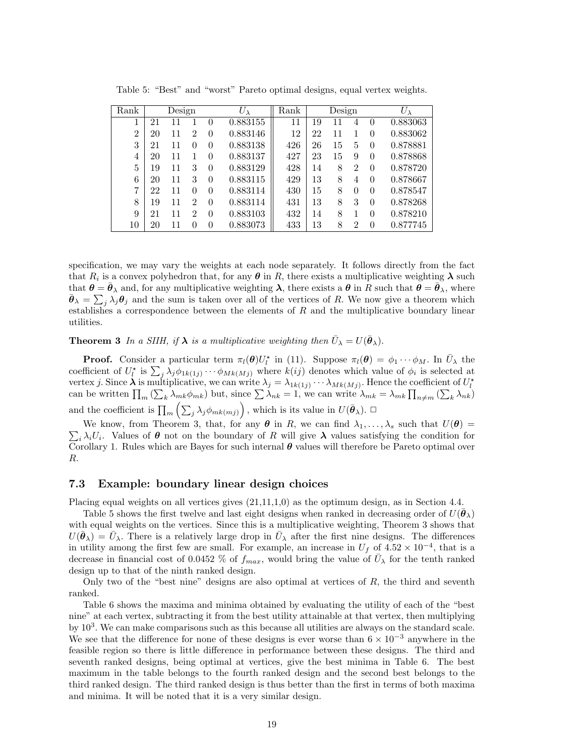Table 5: "Best" and "worst" Pareto optimal designs, equal vertex weights.

| Rank | Design | | | | $U_\lambda$ | Rank | Design | | | | $U_\lambda$ |
|---|---|---|---|---|---|---|---|---|---|---|---|
| 1 | 21 | 11 | 1 | 0 | 0.883155 | 11 | 19 | 11 | 4 | 0 | 0.883063 |
| 2 | 20 | 11 | 2 | 0 | 0.883146 | 12 | 22 | 11 | 1 | 0 | 0.883062 |
| 3 | 21 | 11 | 0 | 0 | 0.883138 | 426 | 26 | 15 | 5 | 0 | 0.878881 |
| 4 | 20 | 11 | 1 | 0 | 0.883137 | 427 | 23 | 15 | 9 | 0 | 0.878868 |
| 5 | 19 | 11 | 3 | 0 | 0.883129 | 428 | 14 | 8 | 2 | 0 | 0.878720 |
| 6 | 20 | 11 | 3 | 0 | 0.883115 | 429 | 13 | 8 | 4 | 0 | 0.878667 |
| 7 | 22 | 11 | 0 | 0 | 0.883114 | 430 | 15 | 8 | 0 | 0 | 0.878547 |
| 8 | 19 | 11 | 2 | 0 | 0.883114 | 431 | 13 | 8 | 3 | 0 | 0.878268 |
| 9 | 21 | 11 | 2 | 0 | 0.883103 | 432 | 14 | 8 | 1 | 0 | 0.878210 |
| 10 | 20 | 11 | 0 | 0 | 0.883073 | 433 | 13 | 8 | 2 | 0 | 0.877745 |

specification, we may vary the weights at each node separately. It follows directly from the fact that $R_i$ is a convex polyhedron that, for any $\boldsymbol{\theta}$ in $R$, there exists a multiplicative weighting $\boldsymbol{\lambda}$ such that $\boldsymbol{\theta} = \bar{\boldsymbol{\theta}}_\lambda$ and, for any multiplicative weighting $\boldsymbol{\lambda}$, there exists a $\boldsymbol{\theta}$ in $R$ such that $\boldsymbol{\theta} = \bar{\boldsymbol{\theta}}_\lambda$, where $\bar{\boldsymbol{\theta}}_\lambda = \sum_j \lambda_j \boldsymbol{\theta}_j$ and the sum is taken over all of the vertices of $R$. We now give a theorem which establishes a correspondence between the elements of $R$ and the multiplicative boundary linear utilities.

**Theorem 3** *In a SIIH, if $\boldsymbol{\lambda}$ is a multiplicative weighting then $\bar{U}_\lambda = U(\bar{\boldsymbol{\theta}}_\lambda)$.*

**Proof.** Consider a particular term $\pi_l(\boldsymbol{\theta})U_l^\star$ in (11). Suppose $\pi_l(\boldsymbol{\theta}) = \phi_1 \cdots \phi_M$. In $\bar{U}_\lambda$ the coefficient of $U_l^\star$ is $\sum_j \lambda_j \phi_{1k(1j)} \cdots \phi_{Mk(Mj)}$ where $k(ij)$ denotes which value of $\phi_i$ is selected at vertex $j$. Since $\boldsymbol{\lambda}$ is multiplicative, we can write $\lambda_j = \lambda_{1k(1j)} \cdots \lambda_{Mk(Mj)}$. Hence the coefficient of $U_l^\star$ can be written $\prod_m (\sum_k \lambda_{mk}\phi_{mk})$ but, since $\sum \lambda_{nk} = 1$, we can write $\lambda_{mk} = \lambda_{mk} \prod_{n \neq m} (\sum_k \lambda_{nk})$ and the coefficient is $\prod_m \left(\sum_j \lambda_j \phi_{mk(mj)}\right)$, which is its value in $U(\bar{\boldsymbol{\theta}}_\lambda)$. □

We know, from Theorem 3, that, for any $\boldsymbol{\theta}$ in $R$, we can find $\lambda_1, \ldots, \lambda_s$ such that $U(\boldsymbol{\theta}) = \sum_i \lambda_i U_i$. Values of $\boldsymbol{\theta}$ not on the boundary of $R$ will give $\boldsymbol{\lambda}$ values satisfying the condition for Corollary 1. Rules which are Bayes for such internal $\boldsymbol{\theta}$ values will therefore be Pareto optimal over $R$.

### 7.3 Example: boundary linear design choices

Placing equal weights on all vertices gives (21,11,1,0) as the optimum design, as in Section 4.4.

Table 5 shows the first twelve and last eight designs when ranked in decreasing order of $U(\bar{\boldsymbol{\theta}}_\lambda)$ with equal weights on the vertices. Since this is a multiplicative weighting, Theorem 3 shows that $U(\bar{\boldsymbol{\theta}}_\lambda) = \bar{U}_\lambda$. There is a relatively large drop in $\bar{U}_\lambda$ after the first nine designs. The differences in utility among the first few are small. For example, an increase in $U_f$ of $4.52 \times 10^{-4}$, that is a decrease in financial cost of 0.0452 % of $f_{max}$, would bring the value of $\bar{U}_\lambda$ for the tenth ranked design up to that of the ninth ranked design.

Only two of the "best nine" designs are also optimal at vertices of $R$, the third and seventh ranked.

Table 6 shows the maxima and minima obtained by evaluating the utility of each of the "best nine" at each vertex, subtracting it from the best utility attainable at that vertex, then multiplying by $10^3$. We can make comparisons such as this because all utilities are always on the standard scale. We see that the difference for none of these designs is ever worse than $6 \times 10^{-3}$ anywhere in the feasible region so there is little difference in performance between these designs. The third and seventh ranked designs, being optimal at vertices, give the best minima in Table 6. The best maximum in the table belongs to the fourth ranked design and the second best belongs to the third ranked design. The third ranked design is thus better than the first in terms of both maxima and minima. It will be noted that it is a very similar design.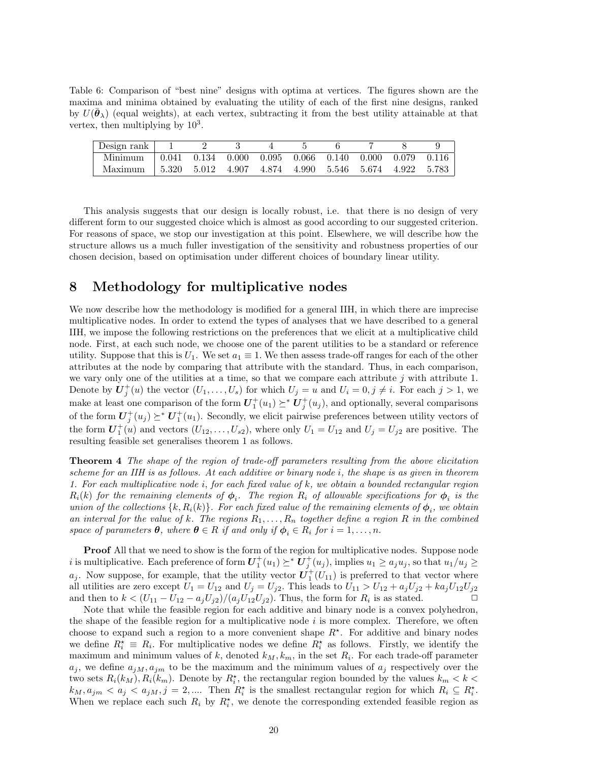Table 6: Comparison of "best nine" designs with optima at vertices. The figures shown are the maxima and minima obtained by evaluating the utility of each of the first nine designs, ranked by $U(\bar{\boldsymbol{\theta}}_\lambda)$ (equal weights), at each vertex, subtracting it from the best utility attainable at that vertex, then multiplying by $10^3$.

| Design rank | 1 | 2 | 3 | 4 | 5 | 6 | 7 | 8 | 9 |
|---|---|---|---|---|---|---|---|---|---|
| Minimum | 0.041 | 0.134 | 0.000 | 0.095 | 0.066 | 0.140 | 0.000 | 0.079 | 0.116 |
| Maximum | 5.320 | 5.012 | 4.907 | 4.874 | 4.990 | 5.546 | 5.674 | 4.922 | 5.783 |

This analysis suggests that our design is locally robust, i.e. that there is no design of very different form to our suggested choice which is almost as good according to our suggested criterion. For reasons of space, we stop our investigation at this point. Elsewhere, we will describe how the structure allows us a much fuller investigation of the sensitivity and robustness properties of our chosen decision, based on optimisation under different choices of boundary linear utility.

# 8 Methodology for multiplicative nodes

We now describe how the methodology is modified for a general IIH, in which there are imprecise multiplicative nodes. In order to extend the types of analyses that we have described to a general IIH, we impose the following restrictions on the preferences that we elicit at a multiplicative child node. First, at each such node, we choose one of the parent utilities to be a standard or reference utility. Suppose that this is $U_1$. We set $a_1 \equiv 1$. We then assess trade-off ranges for each of the other attributes at the node by comparing that attribute with the standard. Thus, in each comparison, we vary only one of the utilities at a time, so that we compare each attribute $j$ with attribute 1. Denote by $\boldsymbol{U}_j^+(u)$ the vector $(U_1, \ldots, U_s)$ for which $U_j = u$ and $U_i = 0, j \neq i$. For each $j > 1$, we make at least one comparison of the form $\boldsymbol{U}_1^+(u_1) \succeq^* \boldsymbol{U}_j^+(u_j)$, and optionally, several comparisons of the form $\boldsymbol{U}_j^+(u_j) \succeq^* \boldsymbol{U}_1^+(u_1)$. Secondly, we elicit pairwise preferences between utility vectors of the form $\boldsymbol{U}_1^+(u)$ and vectors $(U_{12}, \ldots, U_{s2})$, where only $U_1 = U_{12}$ and $U_j = U_{j2}$ are positive. The resulting feasible set generalises theorem 1 as follows.

**Theorem 4** *The shape of the region of trade-off parameters resulting from the above elicitation scheme for an IIH is as follows. At each additive or binary node $i$, the shape is as given in theorem 1. For each multiplicative node $i$, for each fixed value of $k$, we obtain a bounded rectangular region $R_i(k)$ for the remaining elements of $\boldsymbol{\phi}_i$. The region $R_i$ of allowable specifications for $\boldsymbol{\phi}_i$ is the union of the collections $\{k, R_i(k)\}$. For each fixed value of the remaining elements of $\boldsymbol{\phi}_i$, we obtain an interval for the value of $k$. The regions $R_1, \ldots, R_n$ together define a region $R$ in the combined space of parameters $\boldsymbol{\theta}$, where $\boldsymbol{\theta} \in R$ if and only if $\boldsymbol{\phi}_i \in R_i$ for $i = 1, \ldots, n$.*

**Proof** All that we need to show is the form of the region for multiplicative nodes. Suppose node $i$ is multiplicative. Each preference of form $\boldsymbol{U}_1^+(u_1) \succeq^* \boldsymbol{U}_j^+(u_j)$, implies $u_1 \geq a_j u_j$, so that $u_1/u_j \geq a_j$. Now suppose, for example, that the utility vector $\boldsymbol{U}_1^+(U_{11})$ is preferred to that vector where all utilities are zero except $U_1 = U_{12}$ and $U_j = U_{j2}$. This leads to $U_{11} > U_{12} + a_j U_{j2} + k a_j U_{12} U_{j2}$ and then to $k < (U_{11} - U_{12} - a_j U_{j2})/(a_j U_{12} U_{j2})$. Thus, the form for $R_i$ is as stated. $\square$

Note that while the feasible region for each additive and binary node is a convex polyhedron, the shape of the feasible region for a multiplicative node $i$ is more complex. Therefore, we often choose to expand such a region to a more convenient shape $R^\star$. For additive and binary nodes we define $R_i^\star \equiv R_i$. For multiplicative nodes we define $R_i^\star$ as follows. Firstly, we identify the maximum and minimum values of $k$, denoted $k_M, k_m$, in the set $R_i$. For each trade-off parameter $a_j$, we define $a_{jM}, a_{jm}$ to be the maximum and the minimum values of $a_j$ respectively over the two sets $R_i(k_M), R_i(k_m)$. Denote by $R_i^\star$, the rectangular region bounded by the values $k_m < k < k_M, a_{jm} < a_j < a_{jM}, j = 2, \ldots$. Then $R_i^\star$ is the smallest rectangular region for which $R_i \subseteq R_i^\star$. When we replace each such $R_i$ by $R_i^\star$, we denote the corresponding extended feasible region as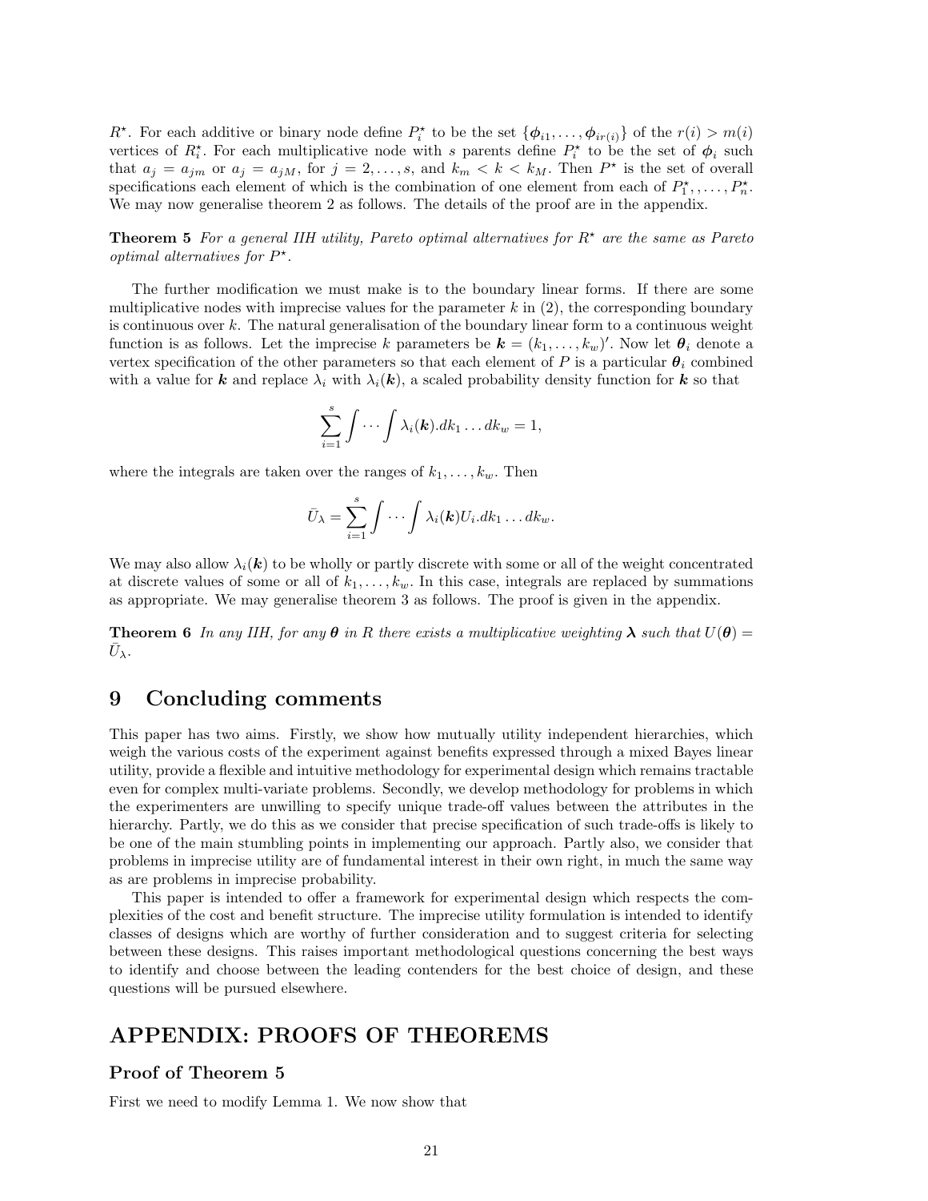$R^\star$. For each additive or binary node define $P_i^\star$ to be the set $\{\boldsymbol{\phi}_{i1}, \ldots, \boldsymbol{\phi}_{ir(i)}\}$ of the $r(i) > m(i)$ vertices of $R_i^\star$. For each multiplicative node with $s$ parents define $P_i^\star$ to be the set of $\boldsymbol{\phi}_i$ such that $a_j = a_{jm}$ or $a_j = a_{jM}$, for $j = 2, \ldots, s$, and $k_m < k < k_M$. Then $P^\star$ is the set of overall specifications each element of which is the combination of one element from each of $P_1^\star, \ldots, P_n^\star$. We may now generalise theorem 2 as follows. The details of the proof are in the appendix.

**Theorem 5** *For a general IIH utility, Pareto optimal alternatives for $R^\star$ are the same as Pareto optimal alternatives for $P^\star$.*

The further modification we must make is to the boundary linear forms. If there are some multiplicative nodes with imprecise values for the parameter $k$ in (2), the corresponding boundary is continuous over $k$. The natural generalisation of the boundary linear form to a continuous weight function is as follows. Let the imprecise $k$ parameters be $\boldsymbol{k} = (k_1, \ldots, k_w)'$. Now let $\boldsymbol{\theta}_i$ denote a vertex specification of the other parameters so that each element of $P$ is a particular $\boldsymbol{\theta}_i$ combined with a value for $\boldsymbol{k}$ and replace $\lambda_i$ with $\lambda_i(\boldsymbol{k})$, a scaled probability density function for $\boldsymbol{k}$ so that

$$\sum_{i=1}^{s} \int \cdots \int \lambda_i(\boldsymbol{k}).dk_1 \ldots dk_w = 1,$$

where the integrals are taken over the ranges of $k_1, \ldots, k_w$. Then

$$\bar{U}_\lambda = \sum_{i=1}^{s} \int \cdots \int \lambda_i(\boldsymbol{k}) U_i.dk_1 \ldots dk_w.$$

We may also allow $\lambda_i(\boldsymbol{k})$ to be wholly or partly discrete with some or all of the weight concentrated at discrete values of some or all of $k_1, \ldots, k_w$. In this case, integrals are replaced by summations as appropriate. We may generalise theorem 3 as follows. The proof is given in the appendix.

**Theorem 6** *In any IIH, for any $\boldsymbol{\theta}$ in $R$ there exists a multiplicative weighting $\boldsymbol{\lambda}$ such that $U(\boldsymbol{\theta}) = \bar{U}_\lambda$.*

# 9 Concluding comments

This paper has two aims. Firstly, we show how mutually utility independent hierarchies, which weigh the various costs of the experiment against benefits expressed through a mixed Bayes linear utility, provide a flexible and intuitive methodology for experimental design which remains tractable even for complex multi-variate problems. Secondly, we develop methodology for problems in which the experimenters are unwilling to specify unique trade-off values between the attributes in the hierarchy. Partly, we do this as we consider that precise specification of such trade-offs is likely to be one of the main stumbling points in implementing our approach. Partly also, we consider that problems in imprecise utility are of fundamental interest in their own right, in much the same way as are problems in imprecise probability.

This paper is intended to offer a framework for experimental design which respects the complexities of the cost and benefit structure. The imprecise utility formulation is intended to identify classes of designs which are worthy of further consideration and to suggest criteria for selecting between these designs. This raises important methodological questions concerning the best ways to identify and choose between the leading contenders for the best choice of design, and these questions will be pursued elsewhere.

# APPENDIX: PROOFS OF THEOREMS

## Proof of Theorem 5

First we need to modify Lemma 1. We now show that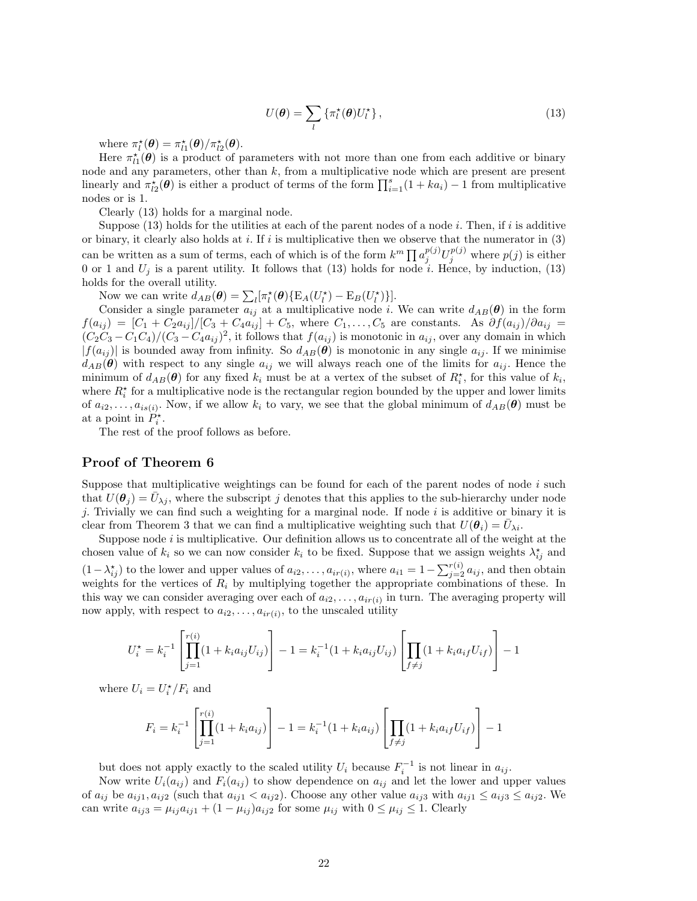$$U(\boldsymbol{\theta}) = \sum_l \{\pi_l^\star(\boldsymbol{\theta}) U_l^\star\}, \tag{13}$$

where $\pi_l^\star(\boldsymbol{\theta}) = \pi_{l1}^\star(\boldsymbol{\theta})/\pi_{l2}^\star(\boldsymbol{\theta})$.

Here $\pi_{l1}^\star(\boldsymbol{\theta})$ is a product of parameters with not more than one from each additive or binary node and any parameters, other than $k$, from a multiplicative node which are present are present linearly and $\pi_{l2}^\star(\boldsymbol{\theta})$ is either a product of terms of the form $\prod_{i=1}^s (1 + ka_i) - 1$ from multiplicative nodes or is 1.

Clearly (13) holds for a marginal node.

Suppose (13) holds for the utilities at each of the parent nodes of a node $i$. Then, if $i$ is additive or binary, it clearly also holds at $i$. If $i$ is multiplicative then we observe that the numerator in (3) can be written as a sum of terms, each of which is of the form $k^m \prod a_j^{p(j)} U_j^{p(j)}$ where $p(j)$ is either 0 or 1 and $U_j$ is a parent utility. It follows that (13) holds for node $i$. Hence, by induction, (13) holds for the overall utility.

Now we can write $d_{AB}(\boldsymbol{\theta}) = \sum_l [\pi_l^\star(\boldsymbol{\theta})\{\mathrm{E}_A(U_l^\star) - \mathrm{E}_B(U_l^\star)\}]$.

Consider a single parameter $a_{ij}$ at a multiplicative node $i$. We can write $d_{AB}(\boldsymbol{\theta})$ in the form $f(a_{ij}) = [C_1 + C_2 a_{ij}]/[C_3 + C_4 a_{ij}] + C_5$, where $C_1, \ldots, C_5$ are constants. As $\partial f(a_{ij})/\partial a_{ij} = (C_2 C_3 - C_1 C_4)/(C_3 - C_4 a_{ij})^2$, it follows that $f(a_{ij})$ is monotonic in $a_{ij}$, over any domain in which $|f(a_{ij})|$ is bounded away from infinity. So $d_{AB}(\boldsymbol{\theta})$ is monotonic in any single $a_{ij}$. If we minimise $d_{AB}(\boldsymbol{\theta})$ with respect to any single $a_{ij}$ we will always reach one of the limits for $a_{ij}$. Hence the minimum of $d_{AB}(\boldsymbol{\theta})$ for any fixed $k_i$ must be at a vertex of the subset of $R_i^\star$, for this value of $k_i$, where $R_i^\star$ for a multiplicative node is the rectangular region bounded by the upper and lower limits of $a_{i2}, \ldots, a_{is(i)}$. Now, if we allow $k_i$ to vary, we see that the global minimum of $d_{AB}(\boldsymbol{\theta})$ must be at a point in $P_i^\star$.

The rest of the proof follows as before.

## Proof of Theorem 6

Suppose that multiplicative weightings can be found for each of the parent nodes of node $i$ such that $U(\boldsymbol{\theta}_j) = \bar{U}_{\lambda j}$, where the subscript $j$ denotes that this applies to the sub-hierarchy under node $j$. Trivially we can find such a weighting for a marginal node. If node $i$ is additive or binary it is clear from Theorem 3 that we can find a multiplicative weighting such that $U(\boldsymbol{\theta}_i) = \bar{U}_{\lambda i}$.

Suppose node $i$ is multiplicative. Our definition allows us to concentrate all of the weight at the chosen value of $k_i$ so we can now consider $k_i$ to be fixed. Suppose that we assign weights $\lambda_{ij}^\star$ and $(1 - \lambda_{ij}^\star)$ to the lower and upper values of $a_{i2}, \ldots, a_{ir(i)}$, where $a_{i1} = 1 - \sum_{j=2}^{r(i)} a_{ij}$, and then obtain weights for the vertices of $R_i$ by multiplying together the appropriate combinations of these. In this way we can consider averaging over each of $a_{i2}, \ldots, a_{ir(i)}$ in turn. The averaging property will now apply, with respect to $a_{i2}, \ldots, a_{ir(i)}$, to the unscaled utility

$$U_i^\star = k_i^{-1}\left[\prod_{j=1}^{r(i)} (1 + k_i a_{ij} U_{ij})\right] - 1 = k_i^{-1}(1 + k_i a_{ij} U_{ij})\left[\prod_{f \neq j} (1 + k_i a_{if} U_{if})\right] - 1$$

where $U_i = U_i^\star / F_i$ and

$$F_i = k_i^{-1}\left[\prod_{j=1}^{r(i)} (1 + k_i a_{ij})\right] - 1 = k_i^{-1}(1 + k_i a_{ij})\left[\prod_{f \neq j} (1 + k_i a_{if} U_{if})\right] - 1$$

but does not apply exactly to the scaled utility $U_i$ because $F_i^{-1}$ is not linear in $a_{ij}$.

Now write $U_i(a_{ij})$ and $F_i(a_{ij})$ to show dependence on $a_{ij}$ and let the lower and upper values of $a_{ij}$ be $a_{ij1}, a_{ij2}$ (such that $a_{ij1} < a_{ij2}$). Choose any other value $a_{ij3}$ with $a_{ij1} \leq a_{ij3} \leq a_{ij2}$. We can write $a_{ij3} = \mu_{ij} a_{ij1} + (1 - \mu_{ij}) a_{ij2}$ for some $\mu_{ij}$ with $0 \leq \mu_{ij} \leq 1$. Clearly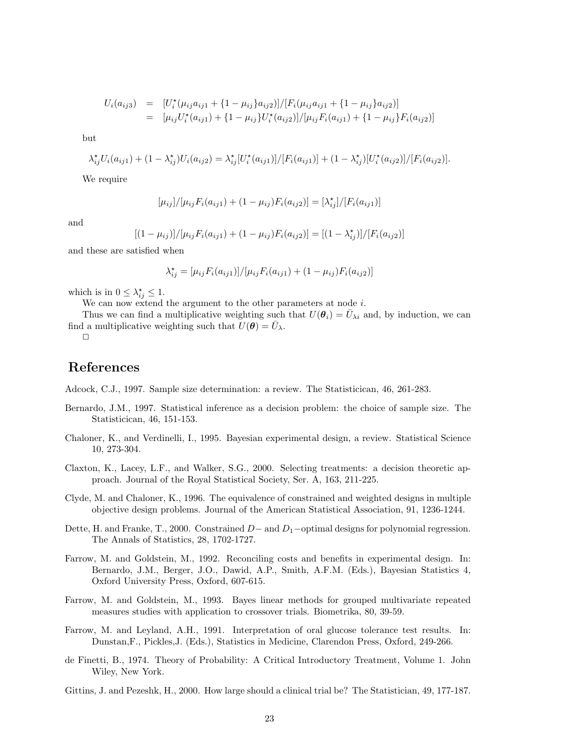$$
\begin{aligned}
U_i(a_{ij3}) &= [U_i^\star(\mu_{ij}a_{ij1} + \{1-\mu_{ij}\}a_{ij2})]/[F_i(\mu_{ij}a_{ij1} + \{1-\mu_{ij}\}a_{ij2})] \\
&= [\mu_{ij}U_i^\star(a_{ij1}) + \{1-\mu_{ij}\}U_i^\star(a_{ij2})]/[\mu_{ij}F_i(a_{ij1}) + \{1-\mu_{ij}\}F_i(a_{ij2})]
\end{aligned}
$$

but

$$
\lambda_{ij}^\star U_i(a_{ij1}) + (1-\lambda_{ij}^\star)U_i(a_{ij2}) = \lambda_{ij}^\star[U_i^\star(a_{ij1})]/[F_i(a_{ij1})] + (1-\lambda_{ij}^\star)[U_i^\star(a_{ij2})]/[F_i(a_{ij2})].
$$

We require

$$
[\mu_{ij}]/[\mu_{ij}F_i(a_{ij1}) + (1-\mu_{ij})F_i(a_{ij2})] = [\lambda_{ij}^\star]/[F_i(a_{ij1})]
$$

and

$$
[(1-\mu_{ij})]/[\mu_{ij}F_i(a_{ij1}) + (1-\mu_{ij})F_i(a_{ij2})] = [(1-\lambda_{ij}^\star)]/[F_i(a_{ij2})]
$$

and these are satisfied when

$$
\lambda_{ij}^\star = [\mu_{ij}F_i(a_{ij1})]/[\mu_{ij}F_i(a_{ij1}) + (1-\mu_{ij})F_i(a_{ij2})]
$$

which is in $0 \leq \lambda_{ij}^\star \leq 1$.

We can now extend the argument to the other parameters at node $i$.

Thus we can find a multiplicative weighting such that $U(\boldsymbol{\theta}_i) = \bar{U}_{\lambda i}$ and, by induction, we can find a multiplicative weighting such that $U(\boldsymbol{\theta}) = \bar{U}_\lambda$.

□

## References

Adcock, C.J., 1997. Sample size determination: a review. The Statistician, 46, 261-283.

Bernardo, J.M., 1997. Statistical inference as a decision problem: the choice of sample size. The Statistician, 46, 151-153.

Chaloner, K., and Verdinelli, I., 1995. Bayesian experimental design, a review. Statistical Science 10, 273-304.

Claxton, K., Lacey, L.F., and Walker, S.G., 2000. Selecting treatments: a decision theoretic approach. Journal of the Royal Statistical Society, Ser. A, 163, 211-225.

Clyde, M. and Chaloner, K., 1996. The equivalence of constrained and weighted designs in multiple objective design problems. Journal of the American Statistical Association, 91, 1236-1244.

Dette, H. and Franke, T., 2000. Constrained $D-$ and $D_1-$optimal designs for polynomial regression. The Annals of Statistics, 28, 1702-1727.

Farrow, M. and Goldstein, M., 1992. Reconciling costs and benefits in experimental design. In: Bernardo, J.M., Berger, J.O., Dawid, A.P., Smith, A.F.M. (Eds.), Bayesian Statistics 4, Oxford University Press, Oxford, 607-615.

Farrow, M. and Goldstein, M., 1993. Bayes linear methods for grouped multivariate repeated measures studies with application to crossover trials. Biometrika, 80, 39-59.

Farrow, M. and Leyland, A.H., 1991. Interpretation of oral glucose tolerance test results. In: Dunstan,F., Pickles,J. (Eds.), Statistics in Medicine, Clarendon Press, Oxford, 249-266.

de Finetti, B., 1974. Theory of Probability: A Critical Introductory Treatment, Volume 1. John Wiley, New York.

Gittins, J. and Pezeshk, H., 2000. How large should a clinical trial be? The Statistician, 49, 177-187.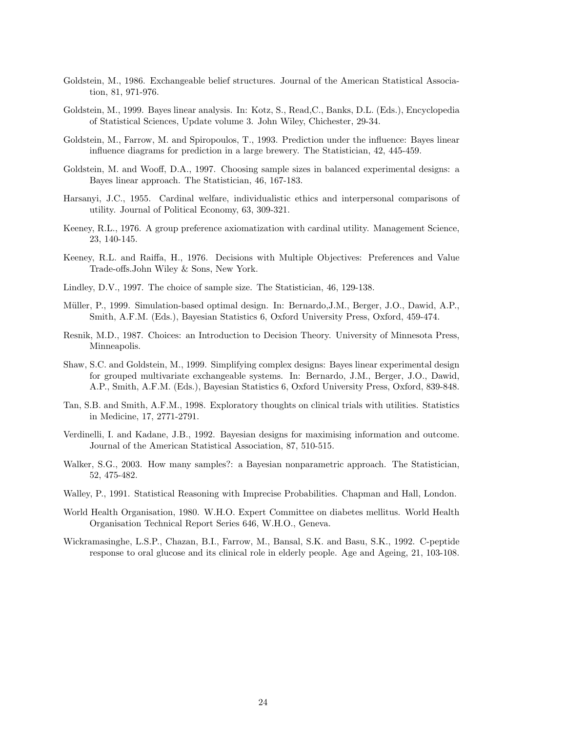Goldstein, M., 1986. Exchangeable belief structures. Journal of the American Statistical Association, 81, 971-976.

Goldstein, M., 1999. Bayes linear analysis. In: Kotz, S., Read,C., Banks, D.L. (Eds.), Encyclopedia of Statistical Sciences, Update volume 3. John Wiley, Chichester, 29-34.

Goldstein, M., Farrow, M. and Spiropoulos, T., 1993. Prediction under the influence: Bayes linear influence diagrams for prediction in a large brewery. The Statistician, 42, 445-459.

Goldstein, M. and Wooff, D.A., 1997. Choosing sample sizes in balanced experimental designs: a Bayes linear approach. The Statistician, 46, 167-183.

Harsanyi, J.C., 1955. Cardinal welfare, individualistic ethics and interpersonal comparisons of utility. Journal of Political Economy, 63, 309-321.

Keeney, R.L., 1976. A group preference axiomatization with cardinal utility. Management Science, 23, 140-145.

Keeney, R.L. and Raiffa, H., 1976. Decisions with Multiple Objectives: Preferences and Value Trade-offs.John Wiley & Sons, New York.

Lindley, D.V., 1997. The choice of sample size. The Statistician, 46, 129-138.

Müller, P., 1999. Simulation-based optimal design. In: Bernardo,J.M., Berger, J.O., Dawid, A.P., Smith, A.F.M. (Eds.), Bayesian Statistics 6, Oxford University Press, Oxford, 459-474.

Resnik, M.D., 1987. Choices: an Introduction to Decision Theory. University of Minnesota Press, Minneapolis.

Shaw, S.C. and Goldstein, M., 1999. Simplifying complex designs: Bayes linear experimental design for grouped multivariate exchangeable systems. In: Bernardo, J.M., Berger, J.O., Dawid, A.P., Smith, A.F.M. (Eds.), Bayesian Statistics 6, Oxford University Press, Oxford, 839-848.

Tan, S.B. and Smith, A.F.M., 1998. Exploratory thoughts on clinical trials with utilities. Statistics in Medicine, 17, 2771-2791.

Verdinelli, I. and Kadane, J.B., 1992. Bayesian designs for maximising information and outcome. Journal of the American Statistical Association, 87, 510-515.

Walker, S.G., 2003. How many samples?: a Bayesian nonparametric approach. The Statistician, 52, 475-482.

Walley, P., 1991. Statistical Reasoning with Imprecise Probabilities. Chapman and Hall, London.

World Health Organisation, 1980. W.H.O. Expert Committee on diabetes mellitus. World Health Organisation Technical Report Series 646, W.H.O., Geneva.

Wickramasinghe, L.S.P., Chazan, B.I., Farrow, M., Bansal, S.K. and Basu, S.K., 1992. C-peptide response to oral glucose and its clinical role in elderly people. Age and Ageing, 21, 103-108.